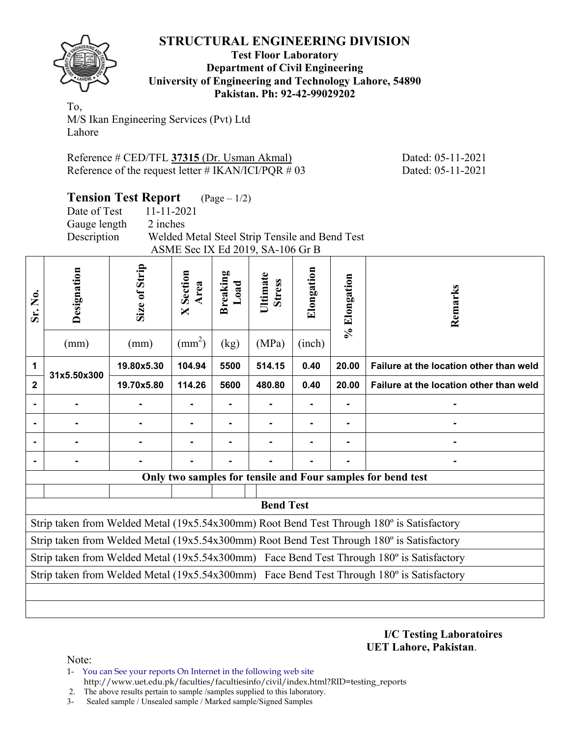# STRUCTURAL ENGINEERING DIVISION

**Test Floor Laboratory**
**Department of Civil Engineering**
**University of Engineering and Technology Lahore, 54890**
**Pakistan. Ph: 92-42-99029202**

To,
M/S Ikan Engineering Services (Pvt) Ltd
Lahore

Reference # CED/TFL **37315** (Dr. Usman Akmal) Dated: 05-11-2021
Reference of the request letter # IKAN/ICI/PQR # 03 Dated: 05-11-2021

## Tension Test Report (Page – 1/2)

Date of Test 11-11-2021
Gauge length 2 inches
Description Welded Metal Steel Strip Tensile and Bend Test
ASME Sec IX Ed 2019, SA-106 Gr B

| Sr. No. | Designation (mm) | Size of Strip (mm) | X Section Area ($mm^2$) | Breaking Load (kg) | Ultimate Stress (MPa) | Elongation (inch) | % Elongation | Remarks |
|---|---|---|---|---|---|---|---|---|
| 1 | 31x5.50x300 | 19.80x5.30 | 104.94 | 5500 | 514.15 | 0.40 | 20.00 | Failure at the location other than weld |
| 2 | | 19.70x5.80 | 114.26 | 5600 | 480.80 | 0.40 | 20.00 | Failure at the location other than weld |
| - | - | - | - | - | - | - | - | - |
| - | - | - | - | - | - | - | - | - |
| - | - | - | - | - | - | - | - | - |
| - | - | - | - | - | - | - | - | - |

**Only two samples for tensile and Four samples for bend test**

**Bend Test**

Strip taken from Welded Metal (19x5.54x300mm) Root Bend Test Through 180º is Satisfactory

Strip taken from Welded Metal (19x5.54x300mm) Root Bend Test Through 180º is Satisfactory

Strip taken from Welded Metal (19x5.54x300mm) Face Bend Test Through 180º is Satisfactory

Strip taken from Welded Metal (19x5.54x300mm) Face Bend Test Through 180º is Satisfactory

**I/C Testing Laboratoires**
**UET Lahore, Pakistan**.

Note:
1- You can See your reports On Internet in the following web site
http://www.uet.edu.pk/faculties/facultiesinfo/civil/index.html?RID=testing_reports
2. The above results pertain to sample /samples supplied to this laboratory.
3- Sealed sample / Unsealed sample / Marked sample/Signed Samples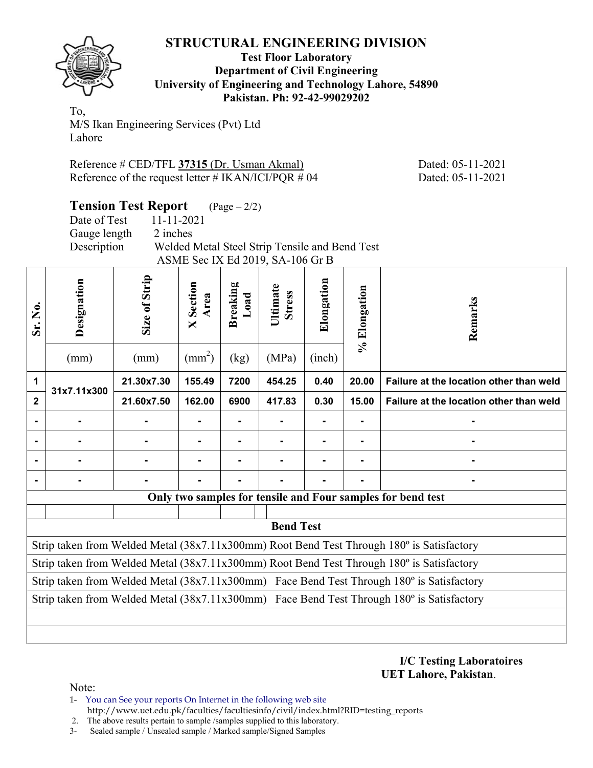# STRUCTURAL ENGINEERING DIVISION

**Test Floor Laboratory**
**Department of Civil Engineering**
**University of Engineering and Technology Lahore, 54890**
**Pakistan. Ph: 92-42-99029202**

To,
M/S Ikan Engineering Services (Pvt) Ltd
Lahore

Reference # CED/TFL **37315** (Dr. Usman Akmal) Dated: 05-11-2021
Reference of the request letter # IKAN/ICI/PQR # 04 Dated: 05-11-2021

## Tension Test Report (Page – 2/2)

Date of Test 11-11-2021
Gauge length 2 inches
Description Welded Metal Steel Strip Tensile and Bend Test ASME Sec IX Ed 2019, SA-106 Gr B

| Sr. No. | Designation (mm) | Size of Strip (mm) | X Section Area ($mm^2$) | Breaking Load (kg) | Ultimate Stress (MPa) | Elongation (inch) | % Elongation | Remarks |
|---|---|---|---|---|---|---|---|---|
| **1** | **31x7.11x300** | **21.30x7.30** | **155.49** | **7200** | **454.25** | **0.40** | **20.00** | **Failure at the location other than weld** |
| **2** | | **21.60x7.50** | **162.00** | **6900** | **417.83** | **0.30** | **15.00** | **Failure at the location other than weld** |
| - | - | - | - | - | - | - | - | - |
| - | - | - | - | - | - | - | - | - |
| - | - | - | - | - | - | - | - | - |
| - | - | - | - | - | - | - | - | - |

**Only two samples for tensile and Four samples for bend test**

**Bend Test**

Strip taken from Welded Metal (38x7.11x300mm) Root Bend Test Through 180º is Satisfactory

Strip taken from Welded Metal (38x7.11x300mm) Root Bend Test Through 180º is Satisfactory

Strip taken from Welded Metal (38x7.11x300mm) Face Bend Test Through 180º is Satisfactory

Strip taken from Welded Metal (38x7.11x300mm) Face Bend Test Through 180º is Satisfactory

**I/C Testing Laboratoires**
**UET Lahore, Pakistan**.

Note:

1- You can See your reports On Internet in the following web site http://www.uet.edu.pk/faculties/facultiesinfo/civil/index.html?RID=testing_reports
2. The above results pertain to sample /samples supplied to this laboratory.
3- Sealed sample / Unsealed sample / Marked sample/Signed Samples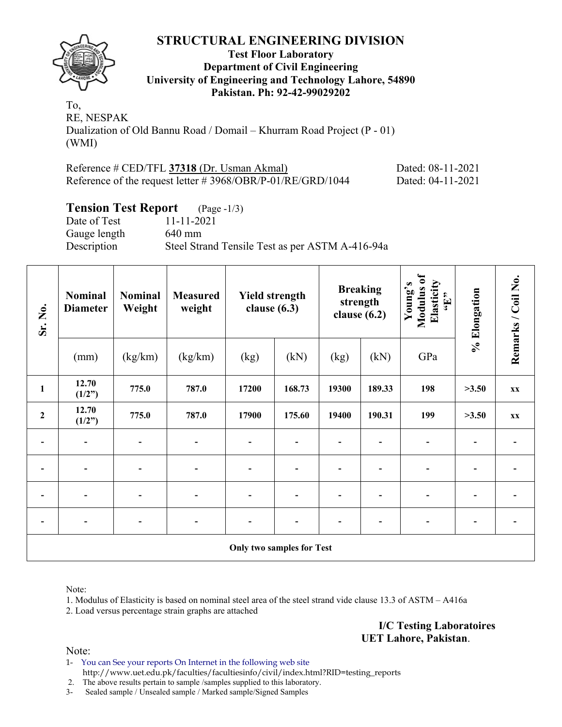# STRUCTURAL ENGINEERING DIVISION

**Test Floor Laboratory**
**Department of Civil Engineering**
**University of Engineering and Technology Lahore, 54890**
**Pakistan. Ph: 92-42-99029202**

To,
RE, NESPAK
Dualization of Old Bannu Road / Domail – Khurram Road Project (P - 01)
(WMI)

Reference # CED/TFL **37318** (Dr. Usman Akmal) Dated: 08-11-2021
Reference of the request letter # 3968/OBR/P-01/RE/GRD/1044 Dated: 04-11-2021

## Tension Test Report (Page -1/3)

Date of Test 11-11-2021
Gauge length 640 mm
Description Steel Strand Tensile Test as per ASTM A-416-94a

| Sr. No. | Nominal Diameter | Nominal Weight | Measured weight | Yield strength clause (6.3) | | Breaking strength clause (6.2) | | Young's Modulus of Elasticity "E" | % Elongation | Remarks / Coil No. |
|---|---|---|---|---|---|---|---|---|---|---|
| | (mm) | (kg/km) | (kg/km) | (kg) | (kN) | (kg) | (kN) | GPa | | |
| **1** | **12.70 (1/2")** | **775.0** | **787.0** | **17200** | **168.73** | **19300** | **189.33** | **198** | **>3.50** | **xx** |
| **2** | **12.70 (1/2")** | **775.0** | **787.0** | **17900** | **175.60** | **19400** | **190.31** | **199** | **>3.50** | **xx** |
| - | - | - | - | - | - | - | - | - | - | - |
| - | - | - | - | - | - | - | - | - | - | - |
| - | - | - | - | - | - | - | - | - | - | - |
| - | - | - | - | - | - | - | - | - | - | - |
| **Only two samples for Test** | | | | | | | | | | |

Note:
1. Modulus of Elasticity is based on nominal steel area of the steel strand vide clause 13.3 of ASTM – A416a
2. Load versus percentage strain graphs are attached

**I/C Testing Laboratoires**
**UET Lahore, Pakistan**.

Note:
1- You can See your reports On Internet in the following web site
http://www.uet.edu.pk/faculties/facultiesinfo/civil/index.html?RID=testing_reports
2. The above results pertain to sample /samples supplied to this laboratory.
3- Sealed sample / Unsealed sample / Marked sample/Signed Samples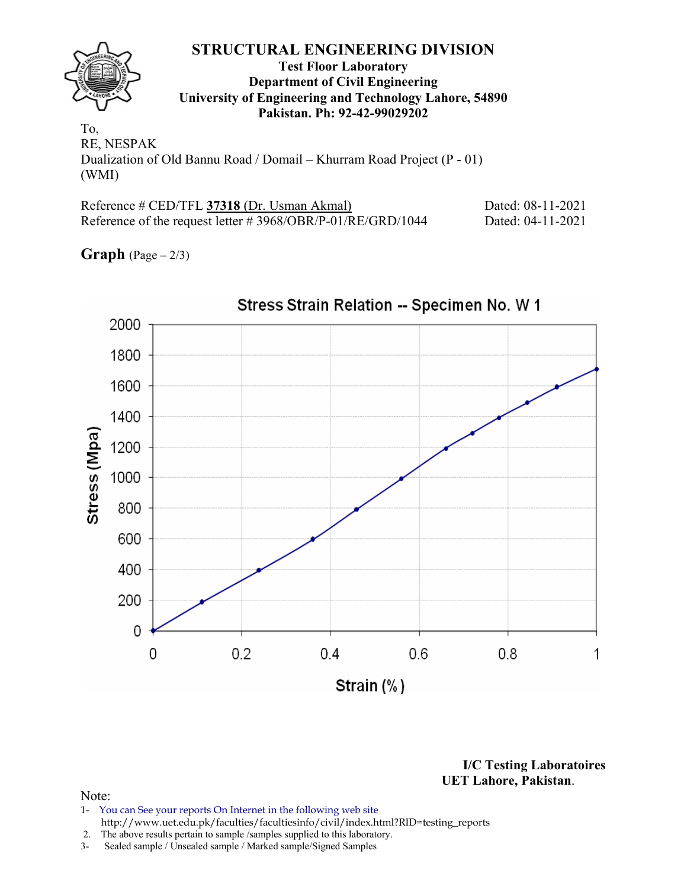# STRUCTURAL ENGINEERING DIVISION

**Test Floor Laboratory**
**Department of Civil Engineering**
**University of Engineering and Technology Lahore, 54890**
**Pakistan. Ph: 92-42-99029202**

To,
RE, NESPAK
Dualization of Old Bannu Road / Domail – Khurram Road Project (P - 01)
(WMI)

Reference # CED/TFL **37318** (Dr. Usman Akmal) Dated: 08-11-2021
Reference of the request letter # 3968/OBR/P-01/RE/GRD/1044 Dated: 04-11-2021

**Graph** (Page – 2/3)

Stress Strain Relation -- Specimen No. W 1

**I/C Testing Laboratoires**
**UET Lahore, Pakistan**.

Note:
1- You can See your reports On Internet in the following web site
http://www.uet.edu.pk/faculties/facultiesinfo/civil/index.html?RID=testing_reports
2. The above results pertain to sample /samples supplied to this laboratory.
3- Sealed sample / Unsealed sample / Marked sample/Signed Samples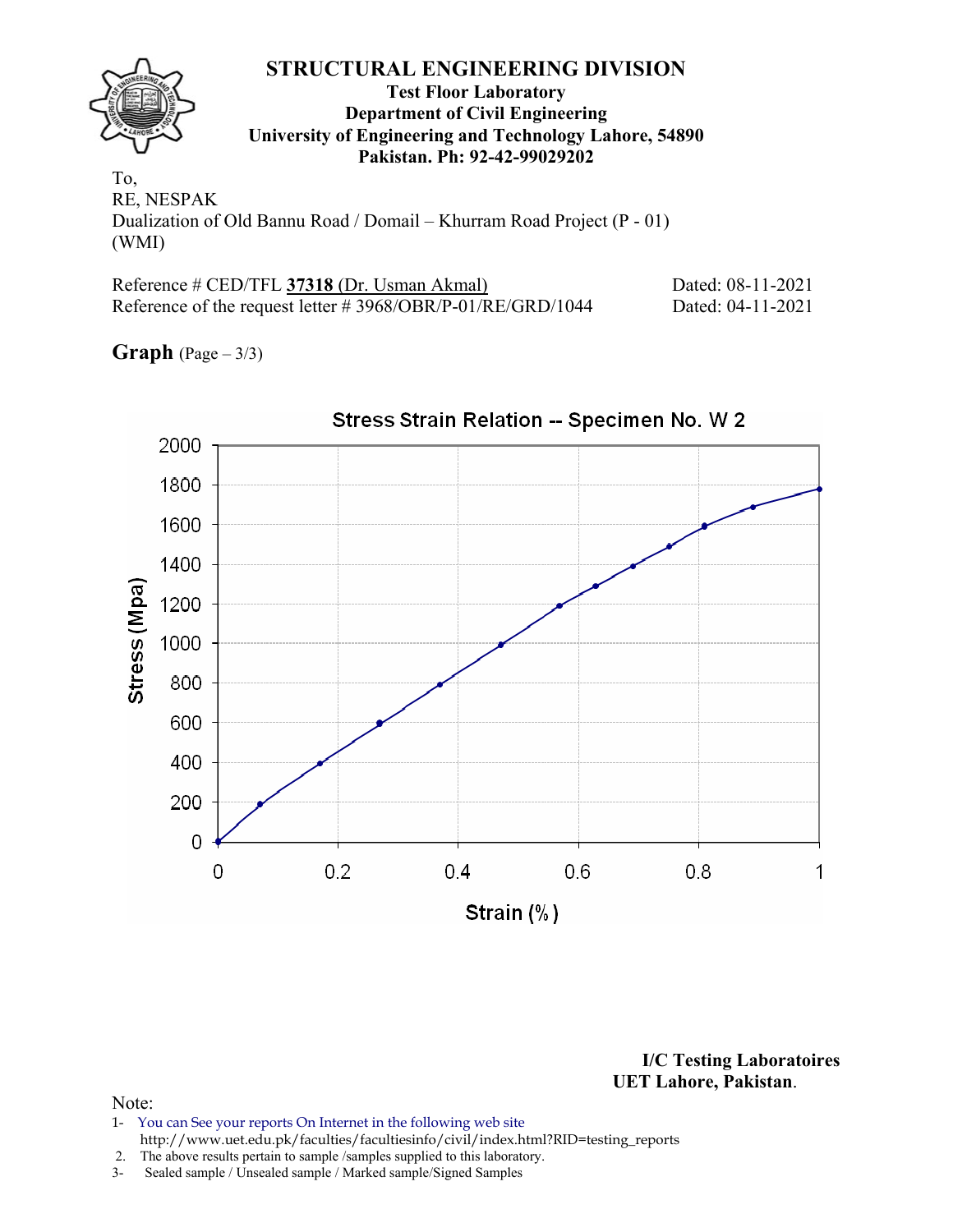# STRUCTURAL ENGINEERING DIVISION

**Test Floor Laboratory**
**Department of Civil Engineering**
**University of Engineering and Technology Lahore, 54890**
**Pakistan. Ph: 92-42-99029202**

To,
RE, NESPAK
Dualization of Old Bannu Road / Domail – Khurram Road Project (P - 01)
(WMI)

Reference # CED/TFL **37318** (Dr. Usman Akmal) Dated: 08-11-2021
Reference of the request letter # 3968/OBR/P-01/RE/GRD/1044 Dated: 04-11-2021

**Graph** (Page – 3/3)

Stress Strain Relation -- Specimen No. W 2

Stress (Mpa): 0, 200, 400, 600, 800, 1000, 1200, 1400, 1600, 1800, 2000

Strain (%): 0, 0.2, 0.4, 0.6, 0.8, 1

**I/C Testing Laboratoires**
**UET Lahore, Pakistan**.

Note:
1- You can See your reports On Internet in the following web site
http://www.uet.edu.pk/faculties/facultiesinfo/civil/index.html?RID=testing_reports
2. The above results pertain to sample /samples supplied to this laboratory.
3- Sealed sample / Unsealed sample / Marked sample/Signed Samples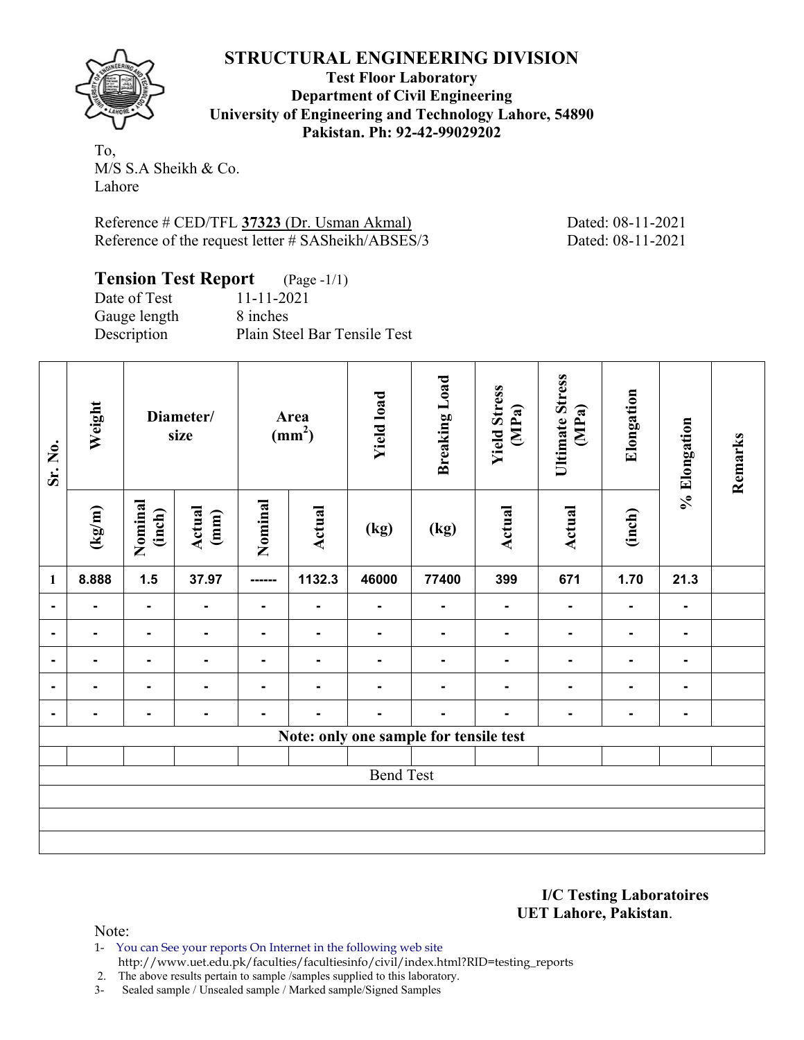# STRUCTURAL ENGINEERING DIVISION

**Test Floor Laboratory**
**Department of Civil Engineering**
**University of Engineering and Technology Lahore, 54890**
**Pakistan. Ph: 92-42-99029202**

To,
M/S S.A Sheikh & Co.
Lahore

Reference # CED/TFL **37323** (Dr. Usman Akmal) Dated: 08-11-2021
Reference of the request letter # SASheikh/ABSES/3 Dated: 08-11-2021

## Tension Test Report (Page -1/1)

Date of Test 11-11-2021
Gauge length 8 inches
Description Plain Steel Bar Tensile Test

| Sr. No. | Weight | Diameter/ size | | Area ($mm^2$) | | Yield load | Breaking Load | Yield Stress (MPa) | Ultimate Stress (MPa) | Elongation | % Elongation | Remarks |
|---|---|---|---|---|---|---|---|---|---|---|---|---|
| | (kg/m) | Nominal (inch) | Actual (mm) | Nominal | Actual | (kg) | (kg) | Actual | Actual | (inch) | | |
| 1 | 8.888 | 1.5 | 37.97 | ------ | 1132.3 | 46000 | 77400 | 399 | 671 | 1.70 | 21.3 | |
| - | - | - | - | - | - | - | - | - | - | - | - | |
| - | - | - | - | - | - | - | - | - | - | - | - | |
| - | - | - | - | - | - | - | - | - | - | - | - | |
| - | - | - | - | - | - | - | - | - | - | - | - | |
| - | - | - | - | - | - | - | - | - | - | - | - | |
| Note: only one sample for tensile test | | | | | | | | | | | | |
| | | | | | | | | | | | | |
| Bend Test | | | | | | | | | | | | |
| | | | | | | | | | | | | |
| | | | | | | | | | | | | |
| | | | | | | | | | | | | |

**I/C Testing Laboratoires**
**UET Lahore, Pakistan**.

Note:
1- You can See your reports On Internet in the following web site
http://www.uet.edu.pk/faculties/facultiesinfo/civil/index.html?RID=testing_reports
2. The above results pertain to sample /samples supplied to this laboratory.
3- Sealed sample / Unsealed sample / Marked sample/Signed Samples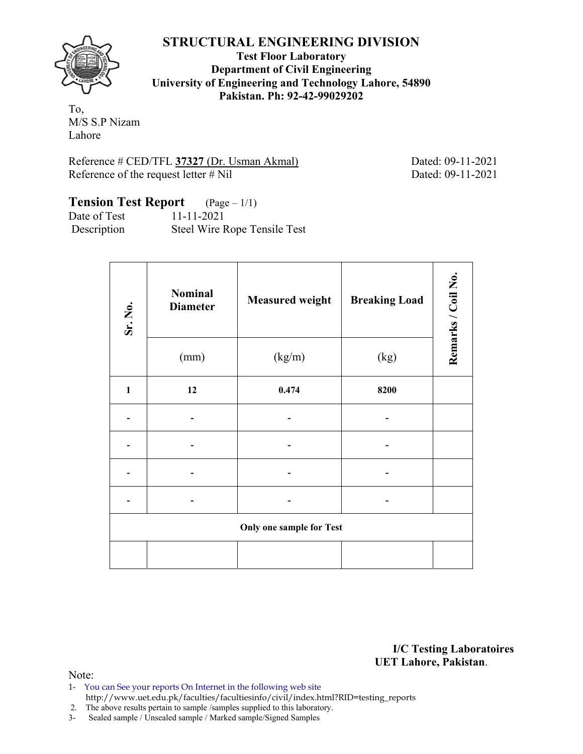# STRUCTURAL ENGINEERING DIVISION

**Test Floor Laboratory**
**Department of Civil Engineering**
**University of Engineering and Technology Lahore, 54890**
**Pakistan. Ph: 92-42-99029202**

To,
M/S S.P Nizam
Lahore

Reference # CED/TFL **37327** (Dr. Usman Akmal) Dated: 09-11-2021
Reference of the request letter # Nil Dated: 09-11-2021

## Tension Test Report (Page – 1/1)

Date of Test 11-11-2021
Description Steel Wire Rope Tensile Test

| Sr. No. | Nominal Diameter | Measured weight | Breaking Load | Remarks / Coil No. |
|---|---|---|---|---|
| | (mm) | (kg/m) | (kg) | |
| **1** | **12** | **0.474** | **8200** | |
| - | - | - | - | |
| - | - | - | - | |
| - | - | - | - | |
| - | - | - | - | |
| **Only one sample for Test** | | | | |
| | | | | |

**I/C Testing Laboratoires**
**UET Lahore, Pakistan**.

Note:
1- You can See your reports On Internet in the following web site
http://www.uet.edu.pk/faculties/facultiesinfo/civil/index.html?RID=testing_reports
2. The above results pertain to sample /samples supplied to this laboratory.
3- Sealed sample / Unsealed sample / Marked sample/Signed Samples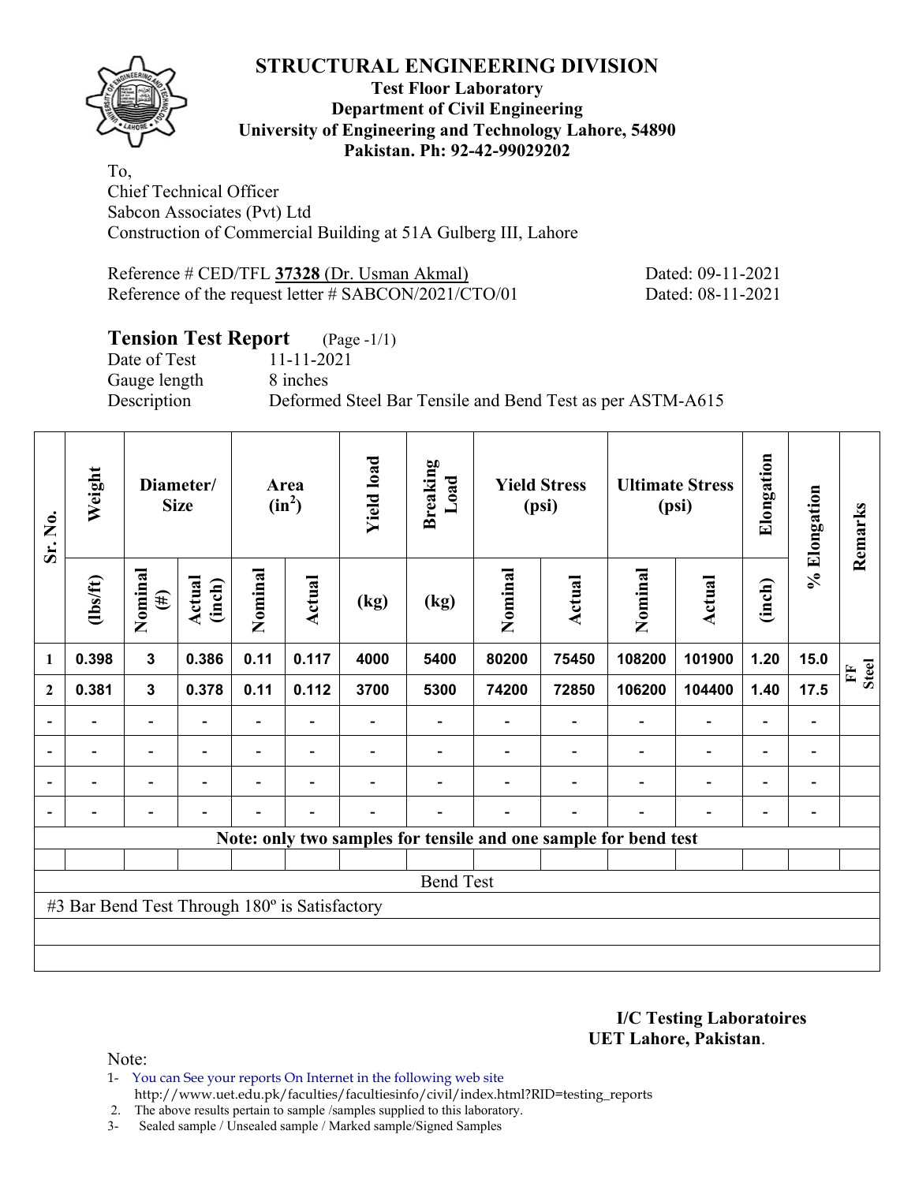# STRUCTURAL ENGINEERING DIVISION

**Test Floor Laboratory**
**Department of Civil Engineering**
**University of Engineering and Technology Lahore, 54890**
**Pakistan. Ph: 92-42-99029202**

To,
Chief Technical Officer
Sabcon Associates (Pvt) Ltd
Construction of Commercial Building at 51A Gulberg III, Lahore

Reference # CED/TFL **37328** (Dr. Usman Akmal) Dated: 09-11-2021
Reference of the request letter # SABCON/2021/CTO/01 Dated: 08-11-2021

## Tension Test Report (Page -1/1)

Date of Test 11-11-2021
Gauge length 8 inches
Description Deformed Steel Bar Tensile and Bend Test as per ASTM-A615

| Sr. No. | Weight | Diameter/ Size | | Area ($in^2$) | | Yield load | Breaking Load | Yield Stress (psi) | | Ultimate Stress (psi) | | Elongation | % Elongation | Remarks |
|---|---|---|---|---|---|---|---|---|---|---|---|---|---|---|
| | (lbs/ft) | Nominal (#) | Actual (inch) | Nominal | Actual | (kg) | (kg) | Nominal | Actual | Nominal | Actual | (inch) | | |
| 1 | 0.398 | 3 | 0.386 | 0.11 | 0.117 | 4000 | 5400 | 80200 | 75450 | 108200 | 101900 | 1.20 | 15.0 | FF Steel |
| 2 | 0.381 | 3 | 0.378 | 0.11 | 0.112 | 3700 | 5300 | 74200 | 72850 | 106200 | 104400 | 1.40 | 17.5 | |
| - | - | - | - | - | - | - | - | - | - | - | - | - | - | |
| - | - | - | - | - | - | - | - | - | - | - | - | - | - | |
| - | - | - | - | - | - | - | - | - | - | - | - | - | - | |
| - | - | - | - | - | - | - | - | - | - | - | - | - | - | |
| Note: only two samples for tensile and one sample for bend test | | | | | | | | | | | | | | |
| Bend Test | | | | | | | | | | | | | | |
| #3 Bar Bend Test Through 180º is Satisfactory | | | | | | | | | | | | | | |

**I/C Testing Laboratoires**
**UET Lahore, Pakistan**.

Note:
1- You can See your reports On Internet in the following web site
http://www.uet.edu.pk/faculties/facultiesinfo/civil/index.html?RID=testing_reports
2. The above results pertain to sample /samples supplied to this laboratory.
3- Sealed sample / Unsealed sample / Marked sample/Signed Samples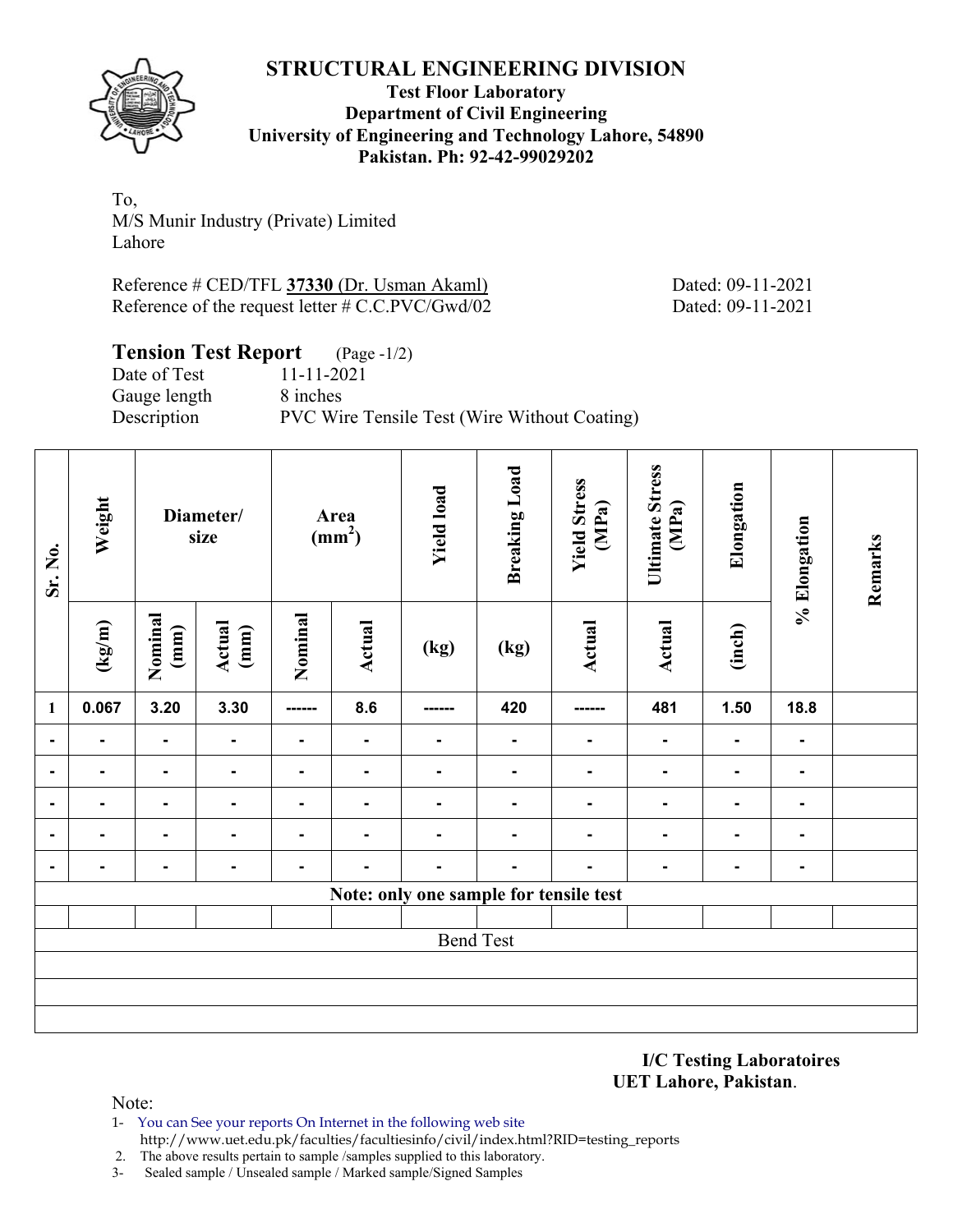# STRUCTURAL ENGINEERING DIVISION

**Test Floor Laboratory**
**Department of Civil Engineering**
**University of Engineering and Technology Lahore, 54890**
**Pakistan. Ph: 92-42-99029202**

To,
M/S Munir Industry (Private) Limited
Lahore

Reference # CED/TFL **37330** (Dr. Usman Akaml) Dated: 09-11-2021
Reference of the request letter # C.C.PVC/Gwd/02 Dated: 09-11-2021

## Tension Test Report (Page -1/2)

Date of Test 11-11-2021
Gauge length 8 inches
Description PVC Wire Tensile Test (Wire Without Coating)

| Sr. No. | Weight | Diameter/ size | | Area ($mm^2$) | | Yield load | Breaking Load | Yield Stress (MPa) | Ultimate Stress (MPa) | Elongation | % Elongation | Remarks |
|---|---|---|---|---|---|---|---|---|---|---|---|---|
| | (kg/m) | Nominal (mm) | Actual (mm) | Nominal | Actual | (kg) | (kg) | Actual | Actual | (inch) | | |
| 1 | 0.067 | 3.20 | 3.30 | ------ | 8.6 | ------ | 420 | ------ | 481 | 1.50 | 18.8 | |
| - | - | - | - | - | - | - | - | - | - | - | - | |
| - | - | - | - | - | - | - | - | - | - | - | - | |
| - | - | - | - | - | - | - | - | - | - | - | - | |
| - | - | - | - | - | - | - | - | - | - | - | - | |
| - | - | - | - | - | - | - | - | - | - | - | - | |
| Note: only one sample for tensile test | | | | | | | | | | | | |
| | | | | | | | | | | | | |
| Bend Test | | | | | | | | | | | | |

**I/C Testing Laboratoires**
**UET Lahore, Pakistan**.

Note:
1- You can See your reports On Internet in the following web site
http://www.uet.edu.pk/faculties/facultiesinfo/civil/index.html?RID=testing_reports
2. The above results pertain to sample /samples supplied to this laboratory.
3- Sealed sample / Unsealed sample / Marked sample/Signed Samples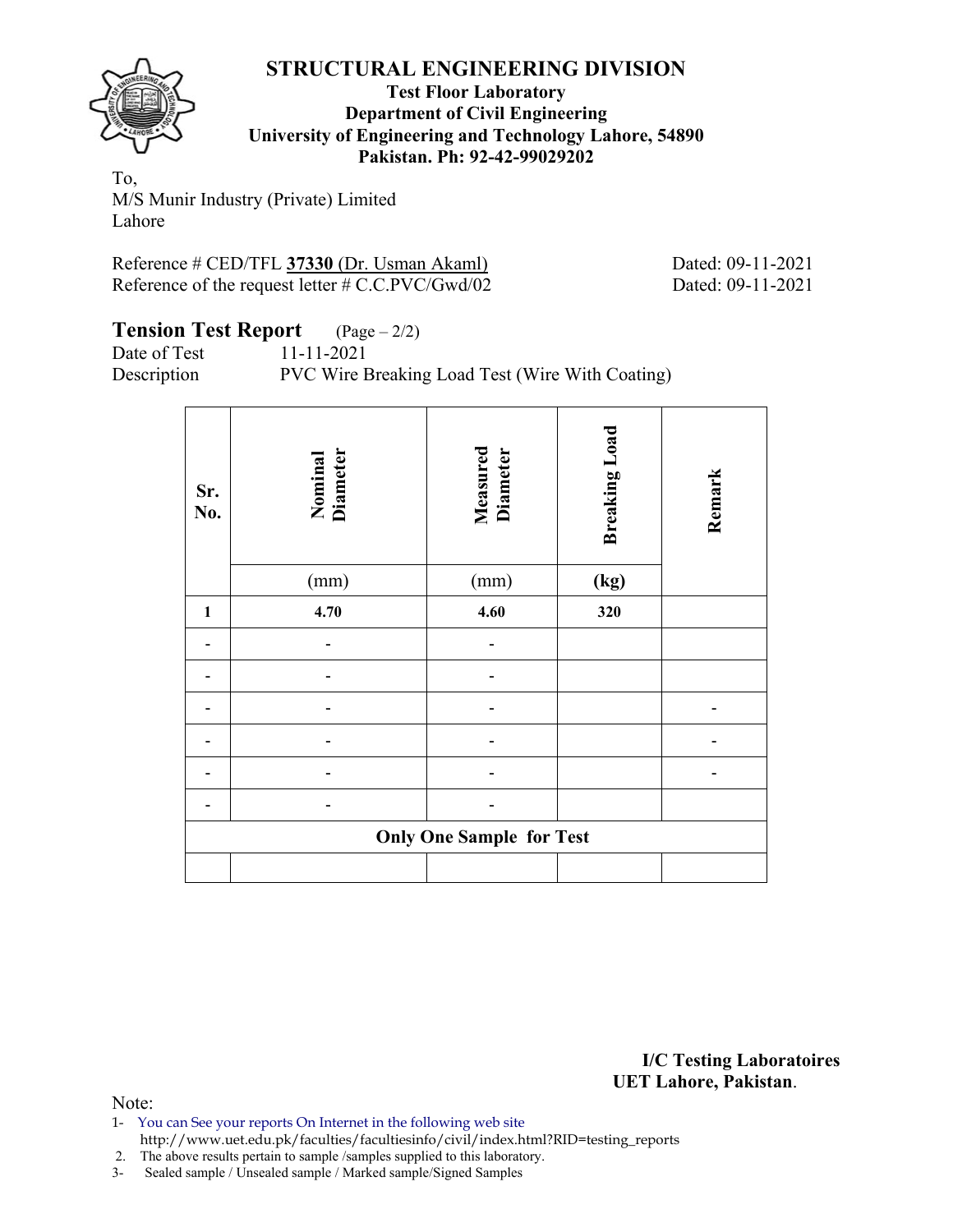# STRUCTURAL ENGINEERING DIVISION

**Test Floor Laboratory**
**Department of Civil Engineering**
**University of Engineering and Technology Lahore, 54890**
**Pakistan. Ph: 92-42-99029202**

To,
M/S Munir Industry (Private) Limited
Lahore

Reference # CED/TFL **37330** (Dr. Usman Akaml) Dated: 09-11-2021
Reference of the request letter # C.C.PVC/Gwd/02 Dated: 09-11-2021

## Tension Test Report (Page – 2/2)

Date of Test 11-11-2021
Description PVC Wire Breaking Load Test (Wire With Coating)

| Sr. No. | Nominal Diameter (mm) | Measured Diameter (mm) | Breaking Load (kg) | Remark |
|---|---|---|---|---|
| **1** | **4.70** | **4.60** | **320** | |
| - | - | - | | |
| - | - | - | | |
| - | - | - | | - |
| - | - | - | | - |
| - | - | - | | - |
| - | - | - | | |
| **Only One Sample for Test** | | | | |
| | | | | |

**I/C Testing Laboratoires**
**UET Lahore, Pakistan**.

Note:
1- You can See your reports On Internet in the following web site
http://www.uet.edu.pk/faculties/facultiesinfo/civil/index.html?RID=testing_reports
2. The above results pertain to sample /samples supplied to this laboratory.
3- Sealed sample / Unsealed sample / Marked sample/Signed Samples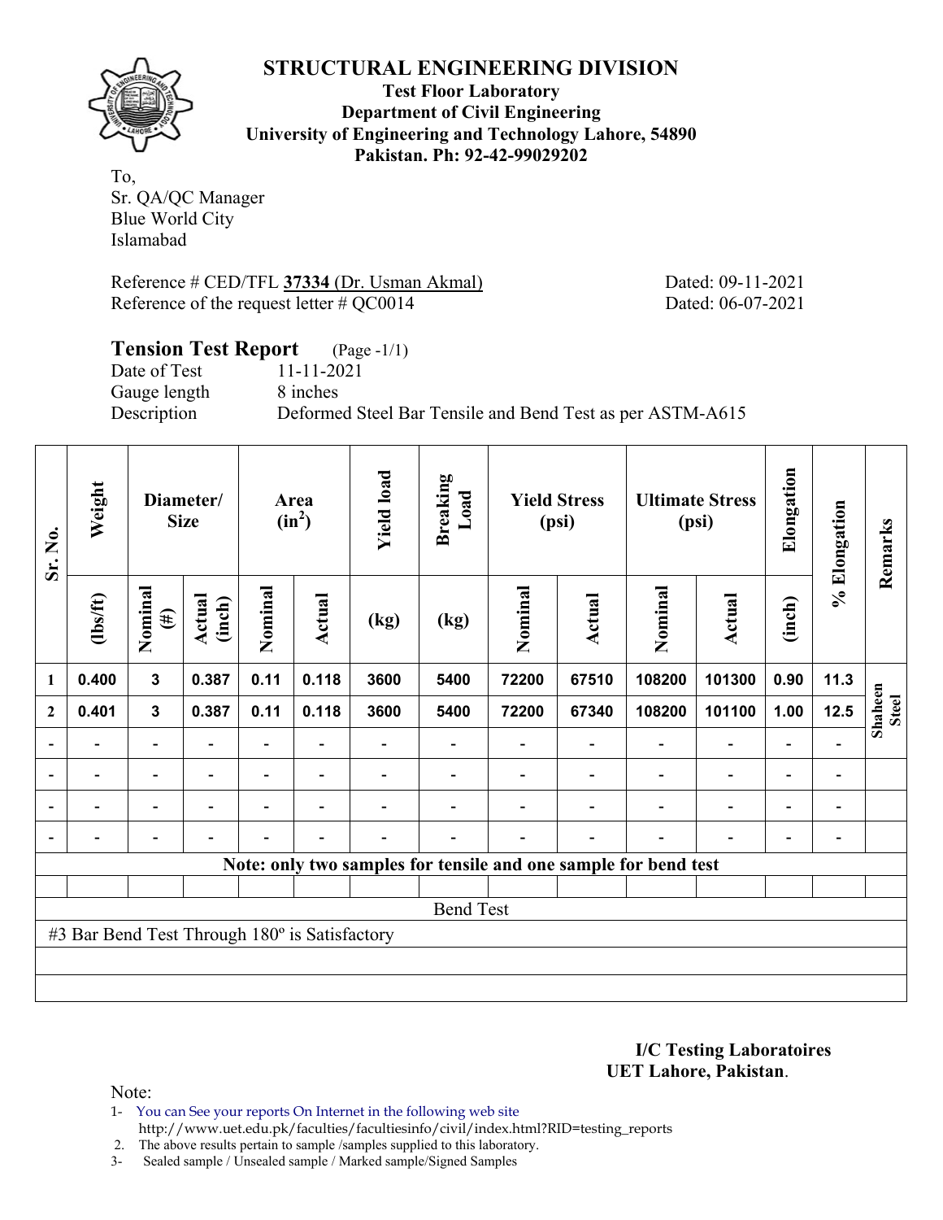# STRUCTURAL ENGINEERING DIVISION

**Test Floor Laboratory**
**Department of Civil Engineering**
**University of Engineering and Technology Lahore, 54890**
**Pakistan. Ph: 92-42-99029202**

To,
Sr. QA/QC Manager
Blue World City
Islamabad

Reference # CED/TFL **37334** (Dr. Usman Akmal) Dated: 09-11-2021
Reference of the request letter # QC0014 Dated: 06-07-2021

## Tension Test Report (Page -1/1)

Date of Test 11-11-2021
Gauge length 8 inches
Description Deformed Steel Bar Tensile and Bend Test as per ASTM-A615

| Sr. No. | Weight | Diameter/ Size | | Area ($in^2$) | | Yield load | Breaking Load | Yield Stress (psi) | | Ultimate Stress (psi) | | Elongation | % Elongation | Remarks |
|---|---|---|---|---|---|---|---|---|---|---|---|---|---|---|
| | (lbs/ft) | Nominal (#) | Actual (inch) | Nominal | Actual | (kg) | (kg) | Nominal | Actual | Nominal | Actual | (inch) | | |
| 1 | 0.400 | 3 | 0.387 | 0.11 | 0.118 | 3600 | 5400 | 72200 | 67510 | 108200 | 101300 | 0.90 | 11.3 | Shaheen Steel |
| 2 | 0.401 | 3 | 0.387 | 0.11 | 0.118 | 3600 | 5400 | 72200 | 67340 | 108200 | 101100 | 1.00 | 12.5 | |
| - | - | - | - | - | - | - | - | - | - | - | - | - | - | |
| - | - | - | - | - | - | - | - | - | - | - | - | - | - | |
| - | - | - | - | - | - | - | - | - | - | - | - | - | - | |
| - | - | - | - | - | - | - | - | - | - | - | - | - | - | |

**Note: only two samples for tensile and one sample for bend test**

Bend Test

#3 Bar Bend Test Through 180º is Satisfactory

**I/C Testing Laboratoires**
**UET Lahore, Pakistan**.

Note:
1- You can See your reports On Internet in the following web site
http://www.uet.edu.pk/faculties/facultiesinfo/civil/index.html?RID=testing_reports
2. The above results pertain to sample /samples supplied to this laboratory.
3- Sealed sample / Unsealed sample / Marked sample/Signed Samples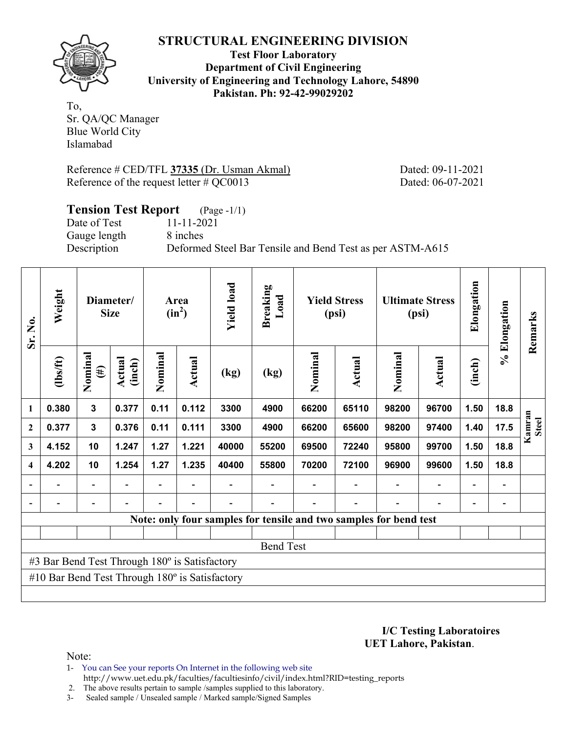## STRUCTURAL ENGINEERING DIVISION

**Test Floor Laboratory**
**Department of Civil Engineering**
**University of Engineering and Technology Lahore, 54890**
**Pakistan. Ph: 92-42-99029202**

To,
Sr. QA/QC Manager
Blue World City
Islamabad

Reference # CED/TFL **37335** (Dr. Usman Akmal) Dated: 09-11-2021
Reference of the request letter # QC0013 Dated: 06-07-2021

### Tension Test Report (Page -1/1)

Date of Test 11-11-2021
Gauge length 8 inches
Description Deformed Steel Bar Tensile and Bend Test as per ASTM-A615

| Sr. No. | Weight | Diameter/ Size | | Area ($in^2$) | | Yield load | Breaking Load | Yield Stress (psi) | | Ultimate Stress (psi) | | Elongation | % Elongation | Remarks |
|---|---|---|---|---|---|---|---|---|---|---|---|---|---|---|
| | (lbs/ft) | Nominal (#) | Actual (inch) | Nominal | Actual | (kg) | (kg) | Nominal | Actual | Nominal | Actual | (inch) | | |
| 1 | 0.380 | 3 | 0.377 | 0.11 | 0.112 | 3300 | 4900 | 66200 | 65110 | 98200 | 96700 | 1.50 | 18.8 | Kamran Steel |
| 2 | 0.377 | 3 | 0.376 | 0.11 | 0.111 | 3300 | 4900 | 66200 | 65600 | 98200 | 97400 | 1.40 | 17.5 | |
| 3 | 4.152 | 10 | 1.247 | 1.27 | 1.221 | 40000 | 55200 | 69500 | 72240 | 95800 | 99700 | 1.50 | 18.8 | |
| 4 | 4.202 | 10 | 1.254 | 1.27 | 1.235 | 40400 | 55800 | 70200 | 72100 | 96900 | 99600 | 1.50 | 18.8 | |
| - | - | - | - | - | - | - | - | - | - | - | - | - | - | |
| - | - | - | - | - | - | - | - | - | - | - | - | - | - | |
| Note: only four samples for tensile and two samples for bend test | | | | | | | | | | | | | | |
| Bend Test | | | | | | | | | | | | | | |
| #3 Bar Bend Test Through 180º is Satisfactory | | | | | | | | | | | | | | |
| #10 Bar Bend Test Through 180º is Satisfactory | | | | | | | | | | | | | | |

**I/C Testing Laboratoires**
**UET Lahore, Pakistan**.

Note:
1- You can See your reports On Internet in the following web site
http://www.uet.edu.pk/faculties/facultiesinfo/civil/index.html?RID=testing_reports
2. The above results pertain to sample /samples supplied to this laboratory.
3- Sealed sample / Unsealed sample / Marked sample/Signed Samples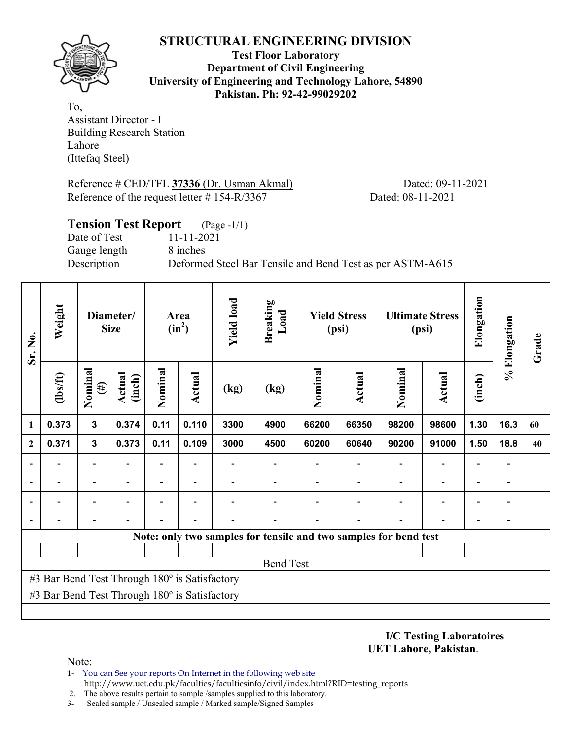# STRUCTURAL ENGINEERING DIVISION

**Test Floor Laboratory**
**Department of Civil Engineering**
**University of Engineering and Technology Lahore, 54890**
**Pakistan. Ph: 92-42-99029202**

To,
Assistant Director - I
Building Research Station
Lahore
(Ittefaq Steel)

Reference # CED/TFL **37336** (Dr. Usman Akmal) Dated: 09-11-2021
Reference of the request letter # 154-R/3367 Dated: 08-11-2021

## Tension Test Report (Page -1/1)

Date of Test 11-11-2021
Gauge length 8 inches
Description Deformed Steel Bar Tensile and Bend Test as per ASTM-A615

| Sr. No. | Weight | Diameter/ Size | | Area ($in^2$) | | Yield load | Breaking Load | Yield Stress (psi) | | Ultimate Stress (psi) | | Elongation | % Elongation | Grade |
|---|---|---|---|---|---|---|---|---|---|---|---|---|---|---|
| | (lbs/ft) | Nominal (#) | Actual (inch) | Nominal | Actual | (kg) | (kg) | Nominal | Actual | Nominal | Actual | (inch) | | |
| 1 | 0.373 | 3 | 0.374 | 0.11 | 0.110 | 3300 | 4900 | 66200 | 66350 | 98200 | 98600 | 1.30 | 16.3 | 60 |
| 2 | 0.371 | 3 | 0.373 | 0.11 | 0.109 | 3000 | 4500 | 60200 | 60640 | 90200 | 91000 | 1.50 | 18.8 | 40 |
| - | - | - | - | - | - | - | - | - | - | - | - | - | - | |
| - | - | - | - | - | - | - | - | - | - | - | - | - | - | |
| - | - | - | - | - | - | - | - | - | - | - | - | - | - | |
| - | - | - | - | - | - | - | - | - | - | - | - | - | - | |

**Note: only two samples for tensile and two samples for bend test**

Bend Test

#3 Bar Bend Test Through 180º is Satisfactory

#3 Bar Bend Test Through 180º is Satisfactory

**I/C Testing Laboratoires**
**UET Lahore, Pakistan**.

Note:
1- You can See your reports On Internet in the following web site
http://www.uet.edu.pk/faculties/facultiesinfo/civil/index.html?RID=testing_reports
2. The above results pertain to sample /samples supplied to this laboratory.
3- Sealed sample / Unsealed sample / Marked sample/Signed Samples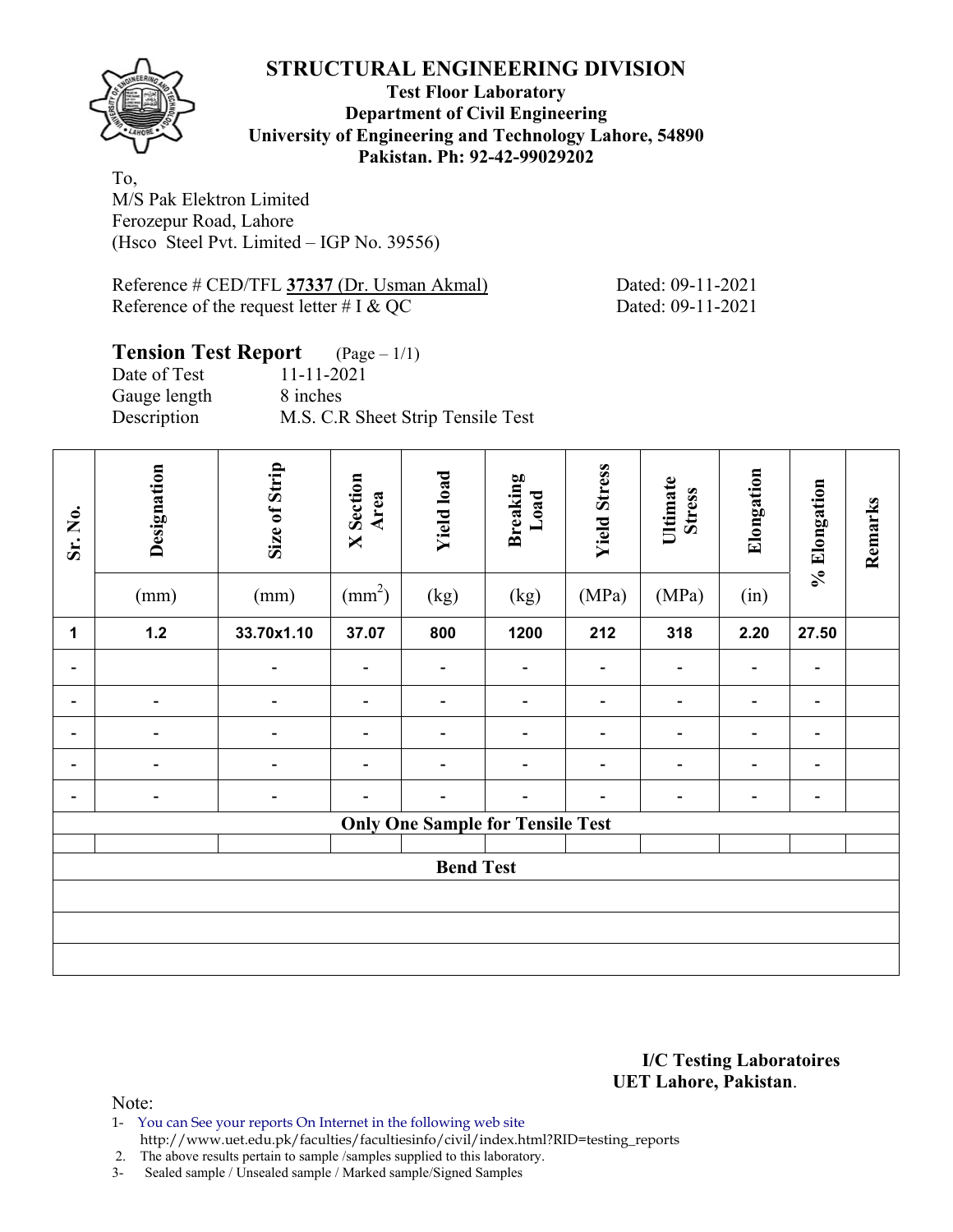# STRUCTURAL ENGINEERING DIVISION

**Test Floor Laboratory**
**Department of Civil Engineering**
**University of Engineering and Technology Lahore, 54890**
**Pakistan. Ph: 92-42-99029202**

To,
M/S Pak Elektron Limited
Ferozepur Road, Lahore
(Hsco Steel Pvt. Limited – IGP No. 39556)

Reference # CED/TFL **37337** (Dr. Usman Akmal) Dated: 09-11-2021
Reference of the request letter # I & QC Dated: 09-11-2021

## Tension Test Report (Page – 1/1)

Date of Test 11-11-2021
Gauge length 8 inches
Description M.S. C.R Sheet Strip Tensile Test

| Sr. No. | Designation | Size of Strip | X Section Area | Yield load | Breaking Load | Yield Stress | Ultimate Stress | Elongation | % Elongation | Remarks |
|---|---|---|---|---|---|---|---|---|---|---|
| | (mm) | (mm) | ($mm^2$) | (kg) | (kg) | (MPa) | (MPa) | (in) | | |
| **1** | **1.2** | **33.70x1.10** | **37.07** | **800** | **1200** | **212** | **318** | **2.20** | **27.50** | |
| - | | - | - | - | - | - | - | - | - | |
| - | - | - | - | - | - | - | - | - | - | |
| - | - | - | - | - | - | - | - | - | - | |
| - | - | - | - | - | - | - | - | - | - | |
| - | - | - | - | - | - | - | - | - | - | |
| **Only One Sample for Tensile Test** | | | | | | | | | | |
| | | | | | | | | | | |
| **Bend Test** | | | | | | | | | | |
| | | | | | | | | | | |
| | | | | | | | | | | |
| | | | | | | | | | | |

**I/C Testing Laboratoires**
**UET Lahore, Pakistan**.

Note:
1- You can See your reports On Internet in the following web site
http://www.uet.edu.pk/faculties/facultiesinfo/civil/index.html?RID=testing_reports
2. The above results pertain to sample /samples supplied to this laboratory.
3- Sealed sample / Unsealed sample / Marked sample/Signed Samples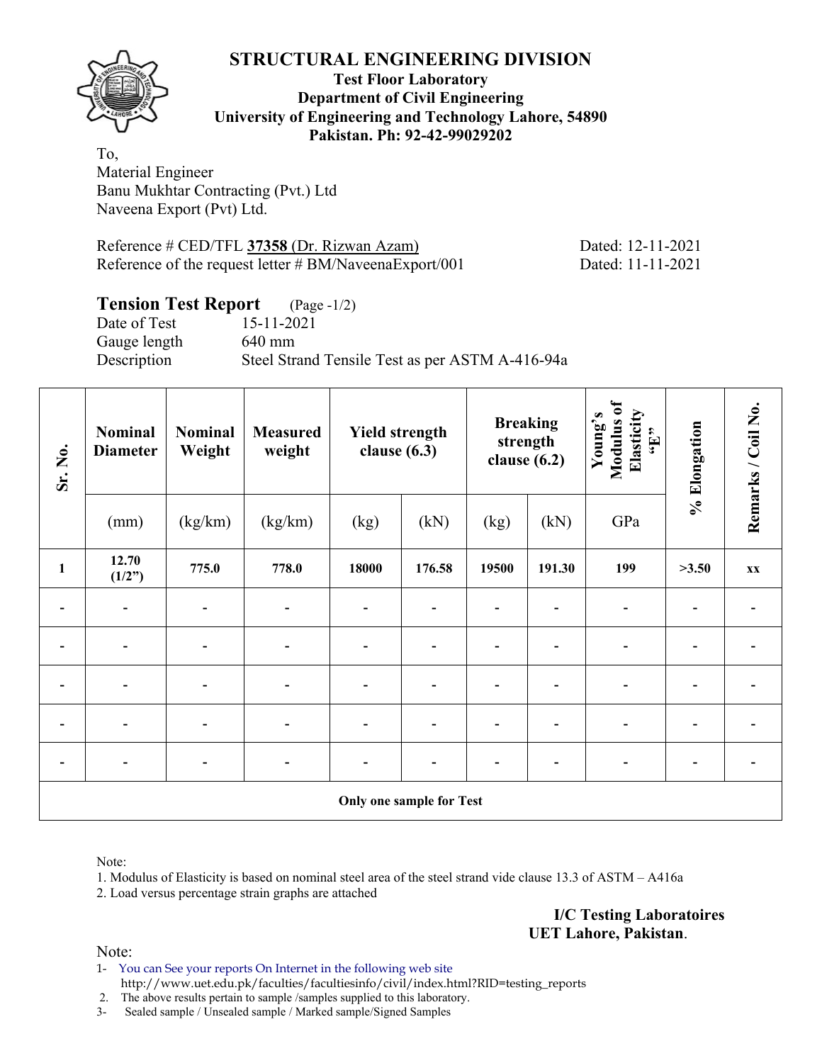**STRUCTURAL ENGINEERING DIVISION**

**Test Floor Laboratory**
**Department of Civil Engineering**
**University of Engineering and Technology Lahore, 54890**
**Pakistan. Ph: 92-42-99029202**

To,
Material Engineer
Banu Mukhtar Contracting (Pvt.) Ltd
Naveena Export (Pvt) Ltd.

Reference # CED/TFL **37358** (Dr. Rizwan Azam) Dated: 12-11-2021
Reference of the request letter # BM/NaveenaExport/001 Dated: 11-11-2021

## Tension Test Report (Page -1/2)

Date of Test 15-11-2021
Gauge length 640 mm
Description Steel Strand Tensile Test as per ASTM A-416-94a

| Sr. No. | Nominal Diameter | Nominal Weight | Measured weight | Yield strength clause (6.3) | | Breaking strength clause (6.2) | | Young's Modulus of Elasticity "E" | % Elongation | Remarks / Coil No. |
|---|---|---|---|---|---|---|---|---|---|---|
| | (mm) | (kg/km) | (kg/km) | (kg) | (kN) | (kg) | (kN) | GPa | | |
| **1** | **12.70 (1/2")** | **775.0** | **778.0** | **18000** | **176.58** | **19500** | **191.30** | **199** | **>3.50** | **xx** |
| - | - | - | - | - | - | - | - | - | - | - |
| - | - | - | - | - | - | - | - | - | - | - |
| - | - | - | - | - | - | - | - | - | - | - |
| - | - | - | - | - | - | - | - | - | - | - |
| - | - | - | - | - | - | - | - | - | - | - |
| **Only one sample for Test** | | | | | | | | | | |

Note:
1. Modulus of Elasticity is based on nominal steel area of the steel strand vide clause 13.3 of ASTM – A416a
2. Load versus percentage strain graphs are attached

**I/C Testing Laboratoires**
**UET Lahore, Pakistan**.

Note:
1- You can See your reports On Internet in the following web site
http://www.uet.edu.pk/faculties/facultiesinfo/civil/index.html?RID=testing_reports
2. The above results pertain to sample /samples supplied to this laboratory.
3- Sealed sample / Unsealed sample / Marked sample/Signed Samples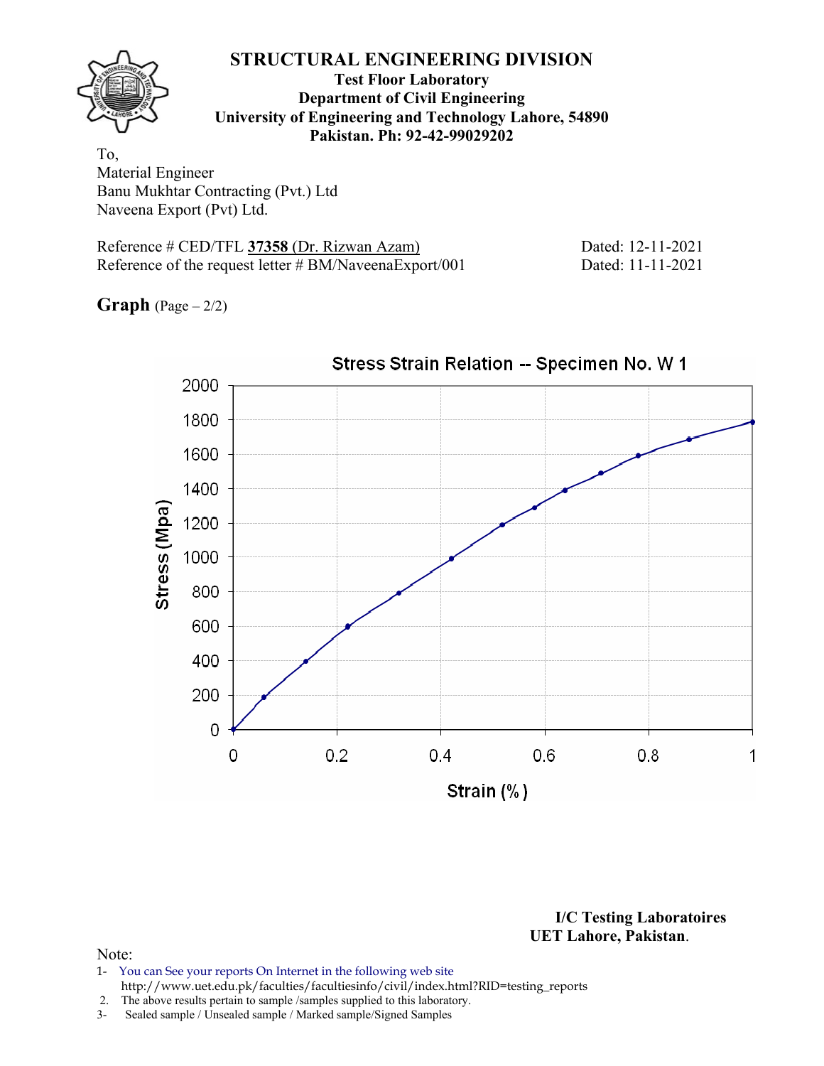# STRUCTURAL ENGINEERING DIVISION

**Test Floor Laboratory**
**Department of Civil Engineering**
**University of Engineering and Technology Lahore, 54890**
**Pakistan. Ph: 92-42-99029202**

To,
Material Engineer
Banu Mukhtar Contracting (Pvt.) Ltd
Naveena Export (Pvt) Ltd.

Reference # CED/TFL **37358** (Dr. Rizwan Azam) Dated: 12-11-2021
Reference of the request letter # BM/NaveenaExport/001 Dated: 11-11-2021

**Graph** (Page – 2/2)

Stress Strain Relation -- Specimen No. W 1

Stress (Mpa)

Strain (%)

**I/C Testing Laboratoires**
**UET Lahore, Pakistan.**

Note:
1- You can See your reports On Internet in the following web site
http://www.uet.edu.pk/faculties/facultiesinfo/civil/index.html?RID=testing_reports
2. The above results pertain to sample /samples supplied to this laboratory.
3- Sealed sample / Unsealed sample / Marked sample/Signed Samples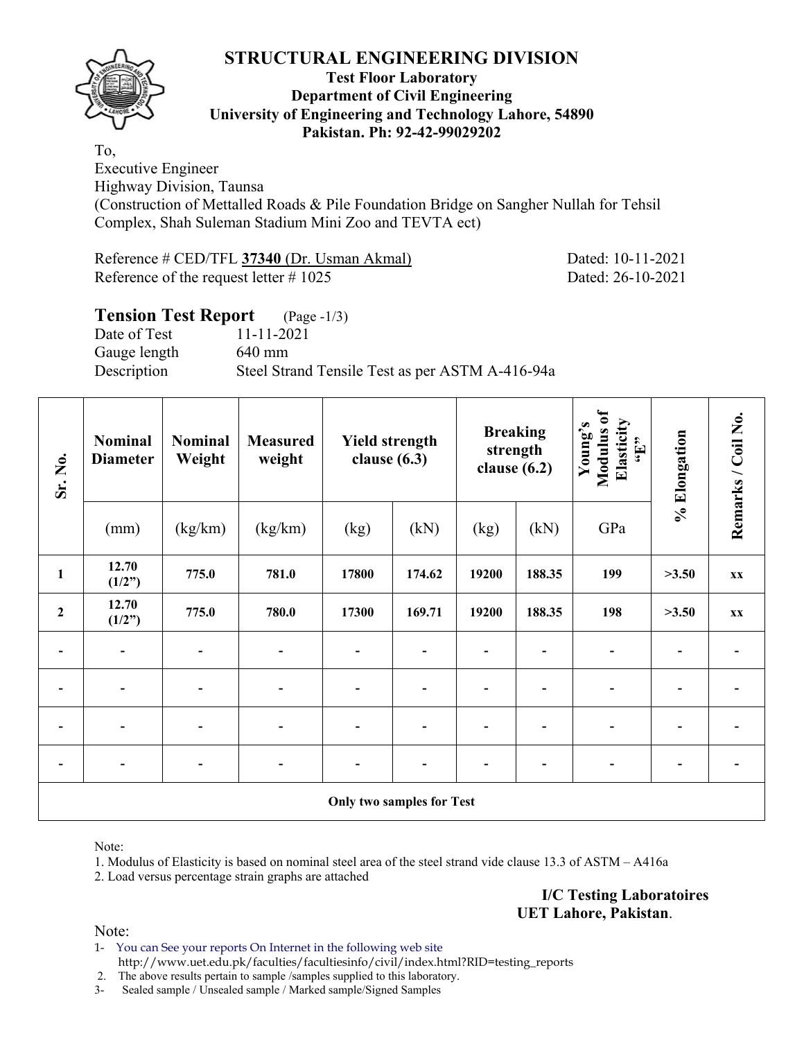# STRUCTURAL ENGINEERING DIVISION

**Test Floor Laboratory**
**Department of Civil Engineering**
**University of Engineering and Technology Lahore, 54890**
**Pakistan. Ph: 92-42-99029202**

To,
Executive Engineer
Highway Division, Taunsa
(Construction of Mettalled Roads & Pile Foundation Bridge on Sangher Nullah for Tehsil Complex, Shah Suleman Stadium Mini Zoo and TEVTA ect)

Reference # CED/TFL **37340** (Dr. Usman Akmal) Dated: 10-11-2021
Reference of the request letter # 1025 Dated: 26-10-2021

## Tension Test Report (Page -1/3)

Date of Test 11-11-2021
Gauge length 640 mm
Description Steel Strand Tensile Test as per ASTM A-416-94a

| Sr. No. | Nominal Diameter | Nominal Weight | Measured weight | Yield strength clause (6.3) | | Breaking strength clause (6.2) | | Young's Modulus of Elasticity "E" | % Elongation | Remarks / Coil No. |
|---|---|---|---|---|---|---|---|---|---|---|
| | (mm) | (kg/km) | (kg/km) | (kg) | (kN) | (kg) | (kN) | GPa | | |
| **1** | **12.70 (1/2")** | **775.0** | **781.0** | **17800** | **174.62** | **19200** | **188.35** | **199** | **>3.50** | **xx** |
| **2** | **12.70 (1/2")** | **775.0** | **780.0** | **17300** | **169.71** | **19200** | **188.35** | **198** | **>3.50** | **xx** |
| - | - | - | - | - | - | - | - | - | - | - |
| - | - | - | - | - | - | - | - | - | - | - |
| - | - | - | - | - | - | - | - | - | - | - |
| - | - | - | - | - | - | - | - | - | - | - |
| **Only two samples for Test** | | | | | | | | | | |

Note:
1. Modulus of Elasticity is based on nominal steel area of the steel strand vide clause 13.3 of ASTM – A416a
2. Load versus percentage strain graphs are attached

**I/C Testing Laboratoires**
**UET Lahore, Pakistan**.

Note:
1- You can See your reports On Internet in the following web site
http://www.uet.edu.pk/faculties/facultiesinfo/civil/index.html?RID=testing_reports
2. The above results pertain to sample /samples supplied to this laboratory.
3- Sealed sample / Unsealed sample / Marked sample/Signed Samples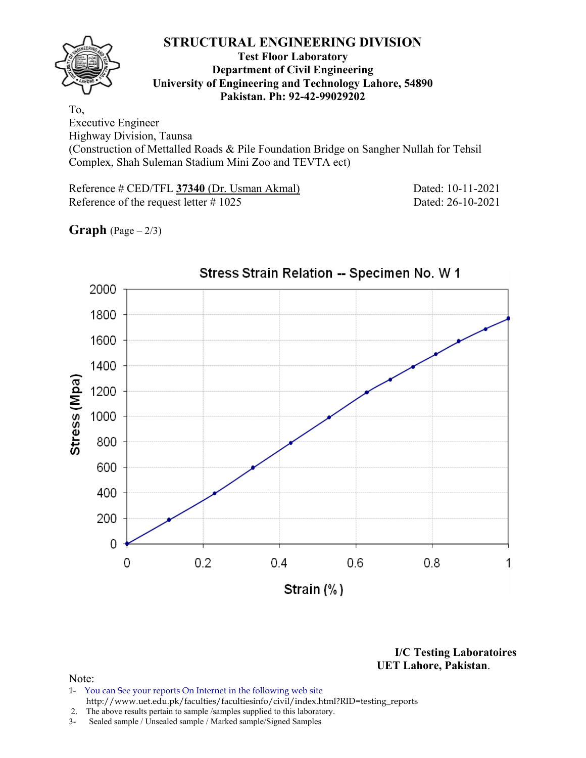# STRUCTURAL ENGINEERING DIVISION

**Test Floor Laboratory**
**Department of Civil Engineering**
**University of Engineering and Technology Lahore, 54890**
**Pakistan. Ph: 92-42-99029202**

To,
Executive Engineer
Highway Division, Taunsa
(Construction of Mettalled Roads & Pile Foundation Bridge on Sangher Nullah for Tehsil Complex, Shah Suleman Stadium Mini Zoo and TEVTA ect)

Reference # CED/TFL **37340** (Dr. Usman Akmal) Dated: 10-11-2021
Reference of the request letter # 1025 Dated: 26-10-2021

**Graph** (Page – 2/3)

Stress Strain Relation -- Specimen No. W 1

Stress (Mpa): 0, 200, 400, 600, 800, 1000, 1200, 1400, 1600, 1800, 2000

Strain (%): 0, 0.2, 0.4, 0.6, 0.8, 1

**I/C Testing Laboratoires**
**UET Lahore, Pakistan**.

Note:
1- You can See your reports On Internet in the following web site
http://www.uet.edu.pk/faculties/facultiesinfo/civil/index.html?RID=testing_reports
2. The above results pertain to sample /samples supplied to this laboratory.
3- Sealed sample / Unsealed sample / Marked sample/Signed Samples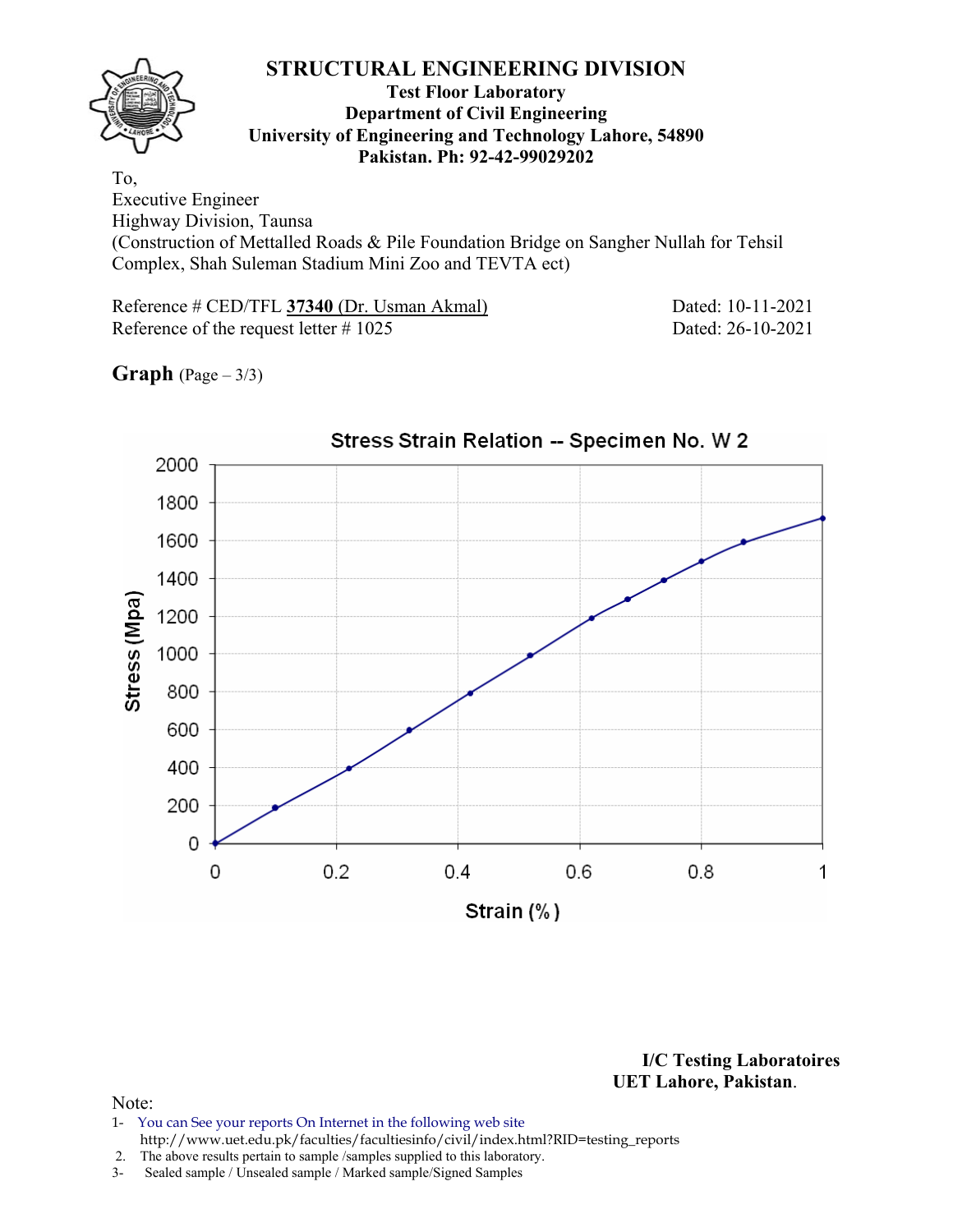# STRUCTURAL ENGINEERING DIVISION

**Test Floor Laboratory**
**Department of Civil Engineering**
**University of Engineering and Technology Lahore, 54890**
**Pakistan. Ph: 92-42-99029202**

To,
Executive Engineer
Highway Division, Taunsa
(Construction of Mettalled Roads & Pile Foundation Bridge on Sangher Nullah for Tehsil Complex, Shah Suleman Stadium Mini Zoo and TEVTA ect)

Reference # CED/TFL **37340** (Dr. Usman Akmal) Dated: 10-11-2021
Reference of the request letter # 1025 Dated: 26-10-2021

**Graph** (Page – 3/3)

Stress Strain Relation -- Specimen No. W 2

Stress (Mpa) vs Strain (%)

**I/C Testing Laboratoires**
**UET Lahore, Pakistan.**

Note:
1- You can See your reports On Internet in the following web site
http://www.uet.edu.pk/faculties/facultiesinfo/civil/index.html?RID=testing_reports
2. The above results pertain to sample /samples supplied to this laboratory.
3- Sealed sample / Unsealed sample / Marked sample/Signed Samples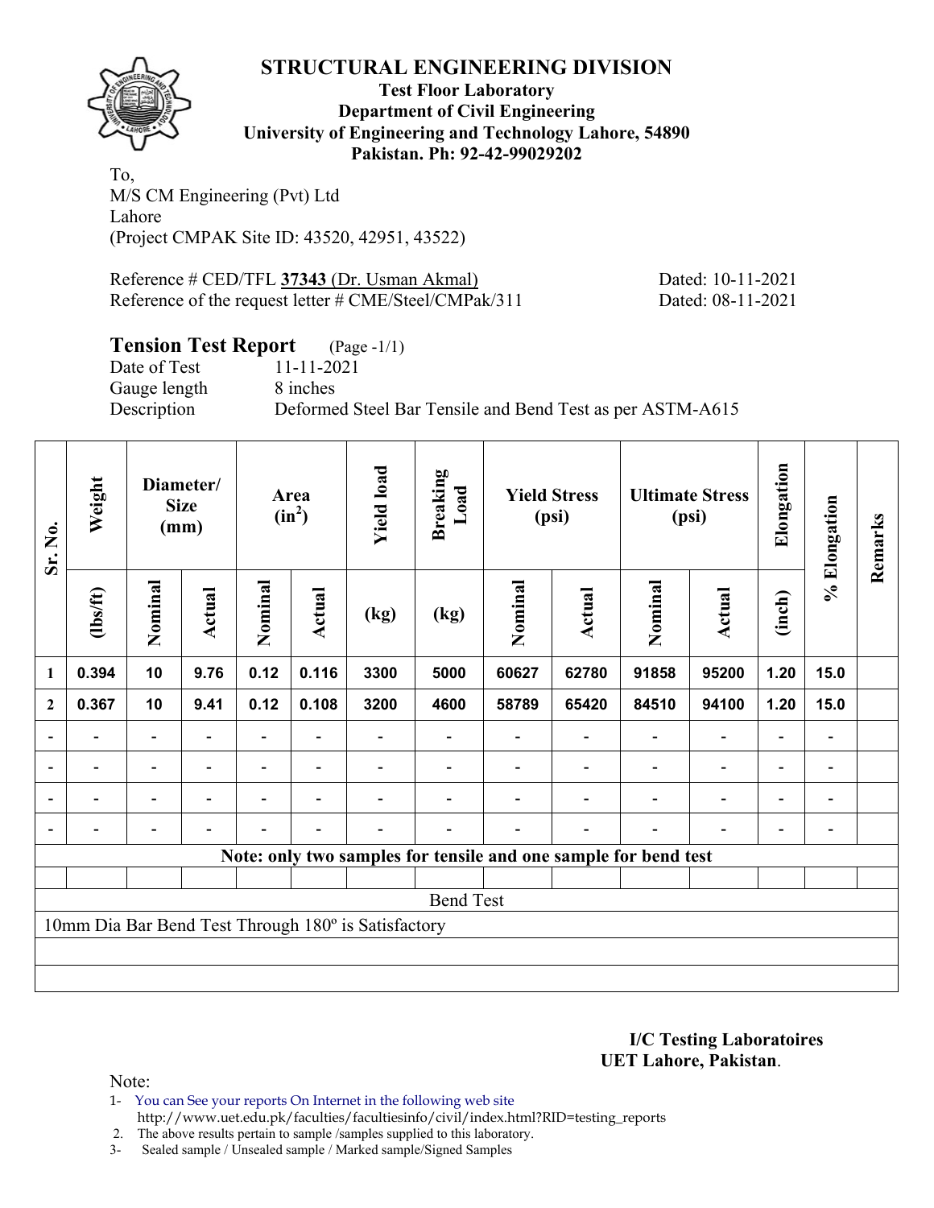# STRUCTURAL ENGINEERING DIVISION

**Test Floor Laboratory**
**Department of Civil Engineering**
**University of Engineering and Technology Lahore, 54890**
**Pakistan. Ph: 92-42-99029202**

To,
M/S CM Engineering (Pvt) Ltd
Lahore
(Project CMPAK Site ID: 43520, 42951, 43522)

Reference # CED/TFL **37343** (Dr. Usman Akmal) Dated: 10-11-2021
Reference of the request letter # CME/Steel/CMPak/311 Dated: 08-11-2021

## Tension Test Report (Page -1/1)

Date of Test 11-11-2021
Gauge length 8 inches
Description Deformed Steel Bar Tensile and Bend Test as per ASTM-A615

| Sr. No. | Weight | Diameter/ Size (mm) | | Area ($in^2$) | | Yield load | Breaking Load | Yield Stress (psi) | | Ultimate Stress (psi) | | Elongation | % Elongation | Remarks |
|---|---|---|---|---|---|---|---|---|---|---|---|---|---|---|
| | (lbs/ft) | Nominal | Actual | Nominal | Actual | (kg) | (kg) | Nominal | Actual | Nominal | Actual | (inch) | | |
| 1 | 0.394 | 10 | 9.76 | 0.12 | 0.116 | 3300 | 5000 | 60627 | 62780 | 91858 | 95200 | 1.20 | 15.0 | |
| 2 | 0.367 | 10 | 9.41 | 0.12 | 0.108 | 3200 | 4600 | 58789 | 65420 | 84510 | 94100 | 1.20 | 15.0 | |
| - | - | - | - | - | - | - | - | - | - | - | - | - | - | |
| - | - | - | - | - | - | - | - | - | - | - | - | - | - | |
| - | - | - | - | - | - | - | - | - | - | - | - | - | - | |
| - | - | - | - | - | - | - | - | - | - | - | - | - | - | |
| Note: only two samples for tensile and one sample for bend test | | | | | | | | | | | | | | |
| Bend Test | | | | | | | | | | | | | | |
| 10mm Dia Bar Bend Test Through 180º is Satisfactory | | | | | | | | | | | | | | |

**I/C Testing Laboratoires**
**UET Lahore, Pakistan**.

Note:
1- You can See your reports On Internet in the following web site
http://www.uet.edu.pk/faculties/facultiesinfo/civil/index.html?RID=testing_reports
2. The above results pertain to sample /samples supplied to this laboratory.
3- Sealed sample / Unsealed sample / Marked sample/Signed Samples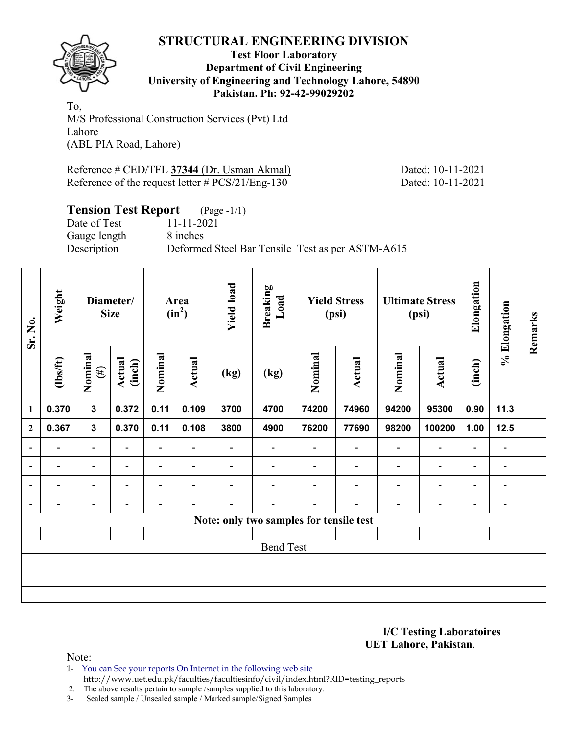## STRUCTURAL ENGINEERING DIVISION

**Test Floor Laboratory**
**Department of Civil Engineering**
**University of Engineering and Technology Lahore, 54890**
**Pakistan. Ph: 92-42-99029202**

To,
M/S Professional Construction Services (Pvt) Ltd
Lahore
(ABL PIA Road, Lahore)

Reference # CED/TFL **37344** (Dr. Usman Akmal) Dated: 10-11-2021
Reference of the request letter # PCS/21/Eng-130 Dated: 10-11-2021

**Tension Test Report** (Page -1/1)
Date of Test 11-11-2021
Gauge length 8 inches
Description Deformed Steel Bar Tensile Test as per ASTM-A615

| Sr. No. | Weight | Diameter/ Size | | Area ($in^2$) | | Yield load | Breaking Load | Yield Stress (psi) | | Ultimate Stress (psi) | | Elongation | % Elongation | Remarks |
|---|---|---|---|---|---|---|---|---|---|---|---|---|---|---|
| | (lbs/ft) | Nominal (#) | Actual (inch) | Nominal | Actual | (kg) | (kg) | Nominal | Actual | Nominal | Actual | (inch) | | |
| 1 | 0.370 | 3 | 0.372 | 0.11 | 0.109 | 3700 | 4700 | 74200 | 74960 | 94200 | 95300 | 0.90 | 11.3 | |
| 2 | 0.367 | 3 | 0.370 | 0.11 | 0.108 | 3800 | 4900 | 76200 | 77690 | 98200 | 100200 | 1.00 | 12.5 | |
| - | - | - | - | - | - | - | - | - | - | - | - | - | - | |
| - | - | - | - | - | - | - | - | - | - | - | - | - | - | |
| - | - | - | - | - | - | - | - | - | - | - | - | - | - | |
| - | - | - | - | - | - | - | - | - | - | - | - | - | - | |
| Note: only two samples for tensile test | | | | | | | | | | | | | | |
| | | | | | | | | | | | | | | |
| Bend Test | | | | | | | | | | | | | | |

**I/C Testing Laboratoires**
**UET Lahore, Pakistan**.

Note:
1- You can See your reports On Internet in the following web site
 http://www.uet.edu.pk/faculties/facultiesinfo/civil/index.html?RID=testing_reports
2. The above results pertain to sample /samples supplied to this laboratory.
3- Sealed sample / Unsealed sample / Marked sample/Signed Samples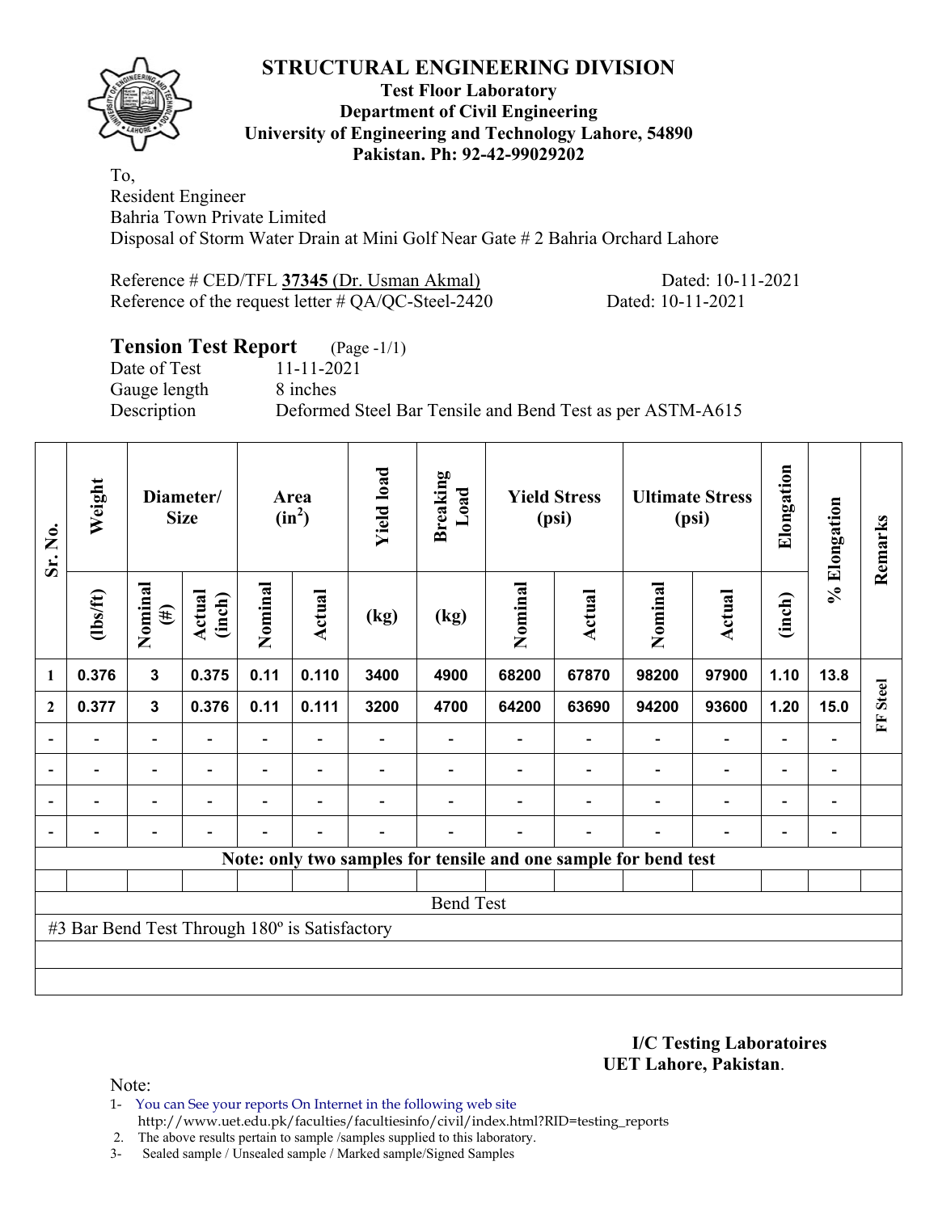# STRUCTURAL ENGINEERING DIVISION

**Test Floor Laboratory**
**Department of Civil Engineering**
**University of Engineering and Technology Lahore, 54890**
**Pakistan. Ph: 92-42-99029202**

To,
Resident Engineer
Bahria Town Private Limited
Disposal of Storm Water Drain at Mini Golf Near Gate # 2 Bahria Orchard Lahore

Reference # CED/TFL **37345** (Dr. Usman Akmal) Dated: 10-11-2021
Reference of the request letter # QA/QC-Steel-2420 Dated: 10-11-2021

## Tension Test Report (Page -1/1)

Date of Test 11-11-2021
Gauge length 8 inches
Description Deformed Steel Bar Tensile and Bend Test as per ASTM-A615

| Sr. No. | Weight | Diameter/ Size | | Area ($in^2$) | | Yield load | Breaking Load | Yield Stress (psi) | | Ultimate Stress (psi) | | Elongation | % Elongation | Remarks |
|---|---|---|---|---|---|---|---|---|---|---|---|---|---|---|
| | (lbs/ft) | Nominal (#) | Actual (inch) | Nominal | Actual | (kg) | (kg) | Nominal | Actual | Nominal | Actual | (inch) | | |
| 1 | 0.376 | 3 | 0.375 | 0.11 | 0.110 | 3400 | 4900 | 68200 | 67870 | 98200 | 97900 | 1.10 | 13.8 | FF Steel |
| 2 | 0.377 | 3 | 0.376 | 0.11 | 0.111 | 3200 | 4700 | 64200 | 63690 | 94200 | 93600 | 1.20 | 15.0 | |
| - | - | - | - | - | - | - | - | - | - | - | - | - | - | |
| - | - | - | - | - | - | - | - | - | - | - | - | - | - | |
| - | - | - | - | - | - | - | - | - | - | - | - | - | - | |
| - | - | - | - | - | - | - | - | - | - | - | - | - | - | |

**Note: only two samples for tensile and one sample for bend test**

Bend Test

#3 Bar Bend Test Through 180º is Satisfactory

**I/C Testing Laboratoires**
**UET Lahore, Pakistan**.

Note:
1- You can See your reports On Internet in the following web site
http://www.uet.edu.pk/faculties/facultiesinfo/civil/index.html?RID=testing_reports
2. The above results pertain to sample /samples supplied to this laboratory.
3- Sealed sample / Unsealed sample / Marked sample/Signed Samples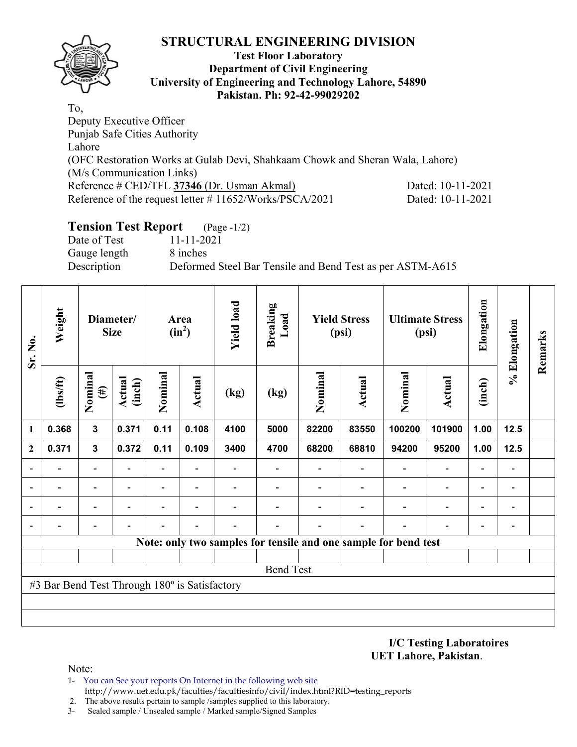# STRUCTURAL ENGINEERING DIVISION

**Test Floor Laboratory**
**Department of Civil Engineering**
**University of Engineering and Technology Lahore, 54890**
**Pakistan. Ph: 92-42-99029202**

To,
Deputy Executive Officer
Punjab Safe Cities Authority
Lahore
(OFC Restoration Works at Gulab Devi, Shahkaam Chowk and Sheran Wala, Lahore)
(M/s Communication Links)
Reference # CED/TFL **37346** (Dr. Usman Akmal) Dated: 10-11-2021
Reference of the request letter # 11652/Works/PSCA/2021 Dated: 10-11-2021

## Tension Test Report (Page -1/2)

Date of Test 11-11-2021
Gauge length 8 inches
Description Deformed Steel Bar Tensile and Bend Test as per ASTM-A615

| Sr. No. | Weight | Diameter/ Size | | Area ($in^2$) | | Yield load | Breaking Load | Yield Stress (psi) | | Ultimate Stress (psi) | | Elongation | % Elongation | Remarks |
|---|---|---|---|---|---|---|---|---|---|---|---|---|---|---|
| | (lbs/ft) | Nominal (#) | Actual (inch) | Nominal | Actual | (kg) | (kg) | Nominal | Actual | Nominal | Actual | (inch) | | |
| 1 | 0.368 | 3 | 0.371 | 0.11 | 0.108 | 4100 | 5000 | 82200 | 83550 | 100200 | 101900 | 1.00 | 12.5 | |
| 2 | 0.371 | 3 | 0.372 | 0.11 | 0.109 | 3400 | 4700 | 68200 | 68810 | 94200 | 95200 | 1.00 | 12.5 | |
| - | - | - | - | - | - | - | - | - | - | - | - | - | - | |
| - | - | - | - | - | - | - | - | - | - | - | - | - | - | |
| - | - | - | - | - | - | - | - | - | - | - | - | - | - | |
| - | - | - | - | - | - | - | - | - | - | - | - | - | - | |
| **Note: only two samples for tensile and one sample for bend test** | | | | | | | | | | | | | | |
| | | | | | | | | | | | | | | |
| Bend Test | | | | | | | | | | | | | | |
| #3 Bar Bend Test Through 180º is Satisfactory | | | | | | | | | | | | | | |

**I/C Testing Laboratoires**
**UET Lahore, Pakistan**.

Note:
1- You can See your reports On Internet in the following web site
http://www.uet.edu.pk/faculties/facultiesinfo/civil/index.html?RID=testing_reports
2. The above results pertain to sample /samples supplied to this laboratory.
3- Sealed sample / Unsealed sample / Marked sample/Signed Samples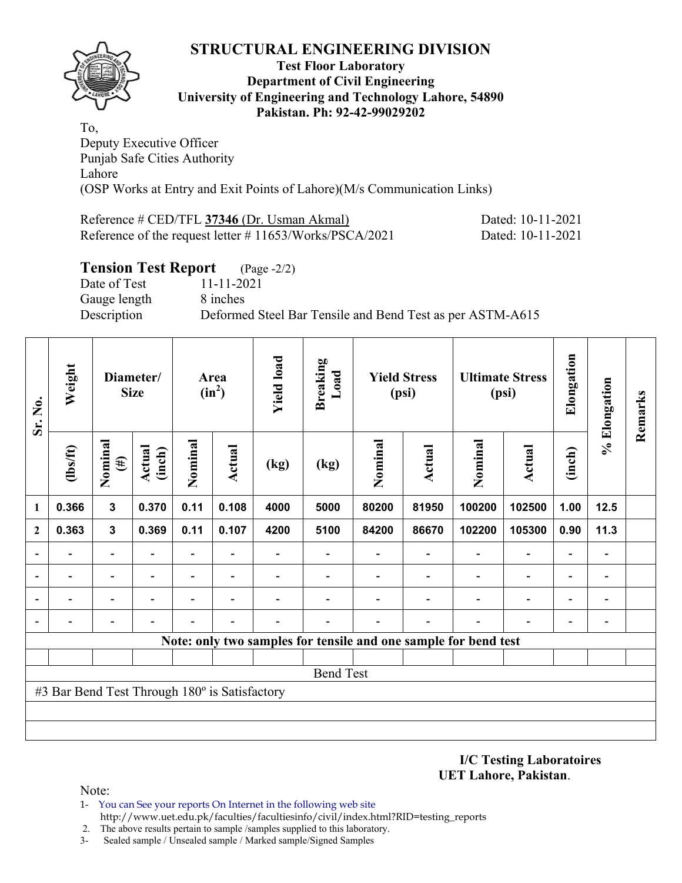# STRUCTURAL ENGINEERING DIVISION

**Test Floor Laboratory**
**Department of Civil Engineering**
**University of Engineering and Technology Lahore, 54890**
**Pakistan. Ph: 92-42-99029202**

To,
Deputy Executive Officer
Punjab Safe Cities Authority
Lahore
(OSP Works at Entry and Exit Points of Lahore)(M/s Communication Links)

Reference # CED/TFL **37346** (Dr. Usman Akmal) Dated: 10-11-2021
Reference of the request letter # 11653/Works/PSCA/2021 Dated: 10-11-2021

## Tension Test Report (Page -2/2)

Date of Test 11-11-2021
Gauge length 8 inches
Description Deformed Steel Bar Tensile and Bend Test as per ASTM-A615

| Sr. No. | Weight | Diameter/ Size | | Area ($in^2$) | | Yield load | Breaking Load | Yield Stress (psi) | | Ultimate Stress (psi) | | Elongation | % Elongation | Remarks |
|---|---|---|---|---|---|---|---|---|---|---|---|---|---|---|
| | (lbs/ft) | Nominal (#) | Actual (inch) | Nominal | Actual | (kg) | (kg) | Nominal | Actual | Nominal | Actual | (inch) | | |
| 1 | 0.366 | 3 | 0.370 | 0.11 | 0.108 | 4000 | 5000 | 80200 | 81950 | 100200 | 102500 | 1.00 | 12.5 | |
| 2 | 0.363 | 3 | 0.369 | 0.11 | 0.107 | 4200 | 5100 | 84200 | 86670 | 102200 | 105300 | 0.90 | 11.3 | |
| - | - | - | - | - | - | - | - | - | - | - | - | - | - | |
| - | - | - | - | - | - | - | - | - | - | - | - | - | - | |
| - | - | - | - | - | - | - | - | - | - | - | - | - | - | |
| - | - | - | - | - | - | - | - | - | - | - | - | - | - | |
| **Note: only two samples for tensile and one sample for bend test** | | | | | | | | | | | | | | |
| Bend Test | | | | | | | | | | | | | | |
| #3 Bar Bend Test Through 180º is Satisfactory | | | | | | | | | | | | | | |

**I/C Testing Laboratoires**
**UET Lahore, Pakistan**.

Note:
1- You can See your reports On Internet in the following web site
http://www.uet.edu.pk/faculties/facultiesinfo/civil/index.html?RID=testing_reports
2. The above results pertain to sample /samples supplied to this laboratory.
3- Sealed sample / Unsealed sample / Marked sample/Signed Samples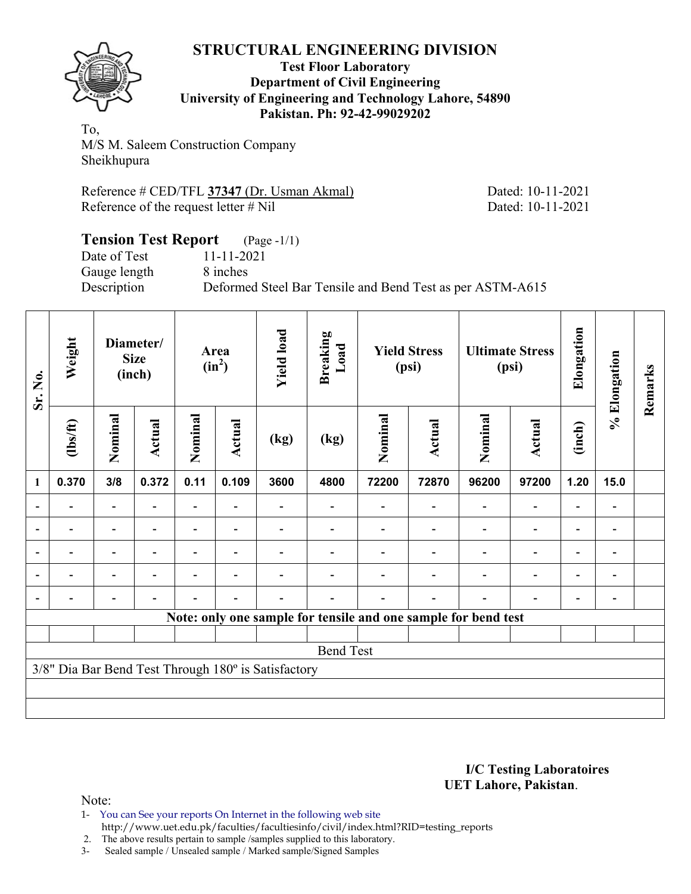# STRUCTURAL ENGINEERING DIVISION

**Test Floor Laboratory**
**Department of Civil Engineering**
**University of Engineering and Technology Lahore, 54890**
**Pakistan. Ph: 92-42-99029202**

To,
M/S M. Saleem Construction Company
Sheikhupura

Reference # CED/TFL **37347** (Dr. Usman Akmal) Dated: 10-11-2021
Reference of the request letter # Nil Dated: 10-11-2021

## Tension Test Report (Page -1/1)

Date of Test 11-11-2021
Gauge length 8 inches
Description Deformed Steel Bar Tensile and Bend Test as per ASTM-A615

| Sr. No. | Weight | Diameter/ Size (inch) | | Area ($in^2$) | | Yield load | Breaking Load | Yield Stress (psi) | | Ultimate Stress (psi) | | Elongation | % Elongation | Remarks |
|---|---|---|---|---|---|---|---|---|---|---|---|---|---|---|
| | (lbs/ft) | Nominal | Actual | Nominal | Actual | (kg) | (kg) | Nominal | Actual | Nominal | Actual | (inch) | | |
| 1 | 0.370 | 3/8 | 0.372 | 0.11 | 0.109 | 3600 | 4800 | 72200 | 72870 | 96200 | 97200 | 1.20 | 15.0 | |
| - | - | - | - | - | - | - | - | - | - | - | - | - | - | |
| - | - | - | - | - | - | - | - | - | - | - | - | - | - | |
| - | - | - | - | - | - | - | - | - | - | - | - | - | - | |
| - | - | - | - | - | - | - | - | - | - | - | - | - | - | |
| - | - | - | - | - | - | - | - | - | - | - | - | - | - | |
| **Note: only one sample for tensile and one sample for bend test** | | | | | | | | | | | | | | |
| Bend Test | | | | | | | | | | | | | | |
| 3/8" Dia Bar Bend Test Through 180º is Satisfactory | | | | | | | | | | | | | | |

**I/C Testing Laboratoires**
**UET Lahore, Pakistan**.

Note:

1- You can See your reports On Internet in the following web site
http://www.uet.edu.pk/faculties/facultiesinfo/civil/index.html?RID=testing_reports
2. The above results pertain to sample /samples supplied to this laboratory.
3- Sealed sample / Unsealed sample / Marked sample/Signed Samples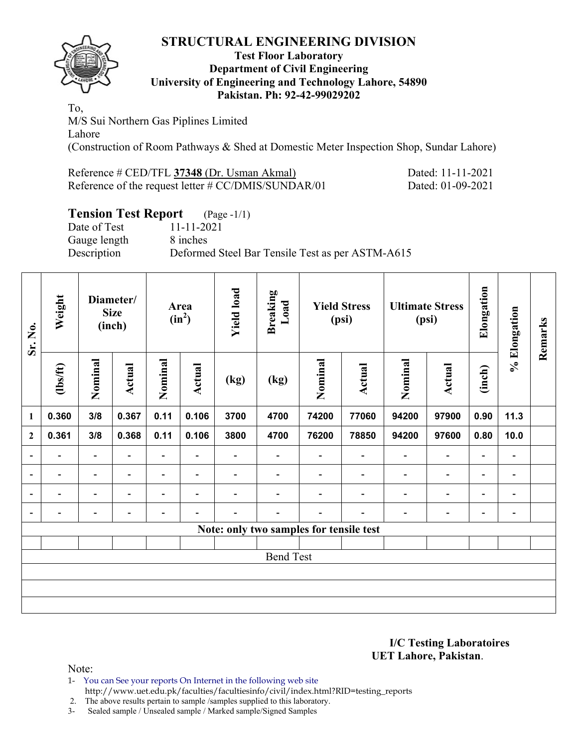# STRUCTURAL ENGINEERING DIVISION

**Test Floor Laboratory**
**Department of Civil Engineering**
**University of Engineering and Technology Lahore, 54890**
**Pakistan. Ph: 92-42-99029202**

To,
M/S Sui Northern Gas Piplines Limited
Lahore
(Construction of Room Pathways & Shed at Domestic Meter Inspection Shop, Sundar Lahore)

Reference # CED/TFL **37348** (Dr. Usman Akmal) Dated: 11-11-2021
Reference of the request letter # CC/DMIS/SUNDAR/01 Dated: 01-09-2021

## Tension Test Report (Page -1/1)

Date of Test 11-11-2021
Gauge length 8 inches
Description Deformed Steel Bar Tensile Test as per ASTM-A615

| Sr. No. | Weight | Diameter/ Size (inch) | | Area ($in^2$) | | Yield load | Breaking Load | Yield Stress (psi) | | Ultimate Stress (psi) | | Elongation | % Elongation | Remarks |
|---|---|---|---|---|---|---|---|---|---|---|---|---|---|---|
| | (lbs/ft) | Nominal | Actual | Nominal | Actual | (kg) | (kg) | Nominal | Actual | Nominal | Actual | (inch) | | |
| 1 | 0.360 | 3/8 | 0.367 | 0.11 | 0.106 | 3700 | 4700 | 74200 | 77060 | 94200 | 97900 | 0.90 | 11.3 | |
| 2 | 0.361 | 3/8 | 0.368 | 0.11 | 0.106 | 3800 | 4700 | 76200 | 78850 | 94200 | 97600 | 0.80 | 10.0 | |
| - | - | - | - | - | - | - | - | - | - | - | - | - | - | |
| - | - | - | - | - | - | - | - | - | - | - | - | - | - | |
| - | - | - | - | - | - | - | - | - | - | - | - | - | - | |
| - | - | - | - | - | - | - | - | - | - | - | - | - | - | |
| Note: only two samples for tensile test | | | | | | | | | | | | | | |
| | | | | | | | | | | | | | | |
| Bend Test | | | | | | | | | | | | | | |

**I/C Testing Laboratoires**
**UET Lahore, Pakistan**.

Note:
1- You can See your reports On Internet in the following web site
http://www.uet.edu.pk/faculties/facultiesinfo/civil/index.html?RID=testing_reports
2. The above results pertain to sample /samples supplied to this laboratory.
3- Sealed sample / Unsealed sample / Marked sample/Signed Samples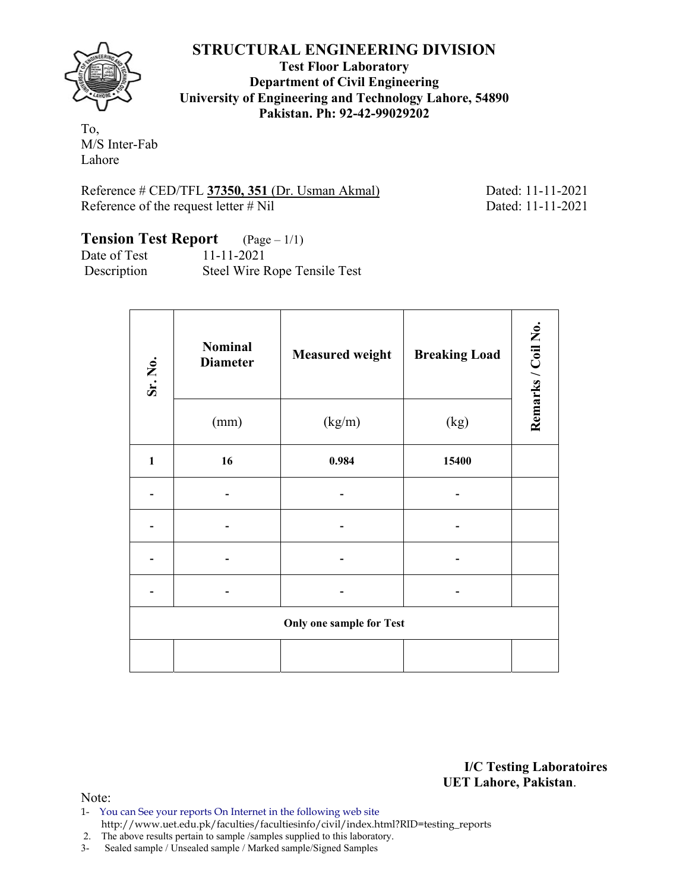# STRUCTURAL ENGINEERING DIVISION

**Test Floor Laboratory**
**Department of Civil Engineering**
**University of Engineering and Technology Lahore, 54890**
**Pakistan. Ph: 92-42-99029202**

To,
M/S Inter-Fab
Lahore

Reference # CED/TFL **37350, 351** (Dr. Usman Akmal) Dated: 11-11-2021
Reference of the request letter # Nil Dated: 11-11-2021

## Tension Test Report (Page – 1/1)

Date of Test 11-11-2021
Description Steel Wire Rope Tensile Test

| Sr. No. | Nominal Diameter | Measured weight | Breaking Load | Remarks / Coil No. |
|---|---|---|---|---|
| | (mm) | (kg/m) | (kg) | |
| **1** | **16** | **0.984** | **15400** | |
| - | - | - | - | |
| - | - | - | - | |
| - | - | - | - | |
| - | - | - | - | |
| **Only one sample for Test** | | | | |
| | | | | |

**I/C Testing Laboratoires**
**UET Lahore, Pakistan.**

Note:
1- You can See your reports On Internet in the following web site
http://www.uet.edu.pk/faculties/facultiesinfo/civil/index.html?RID=testing_reports
2. The above results pertain to sample /samples supplied to this laboratory.
3- Sealed sample / Unsealed sample / Marked sample/Signed Samples